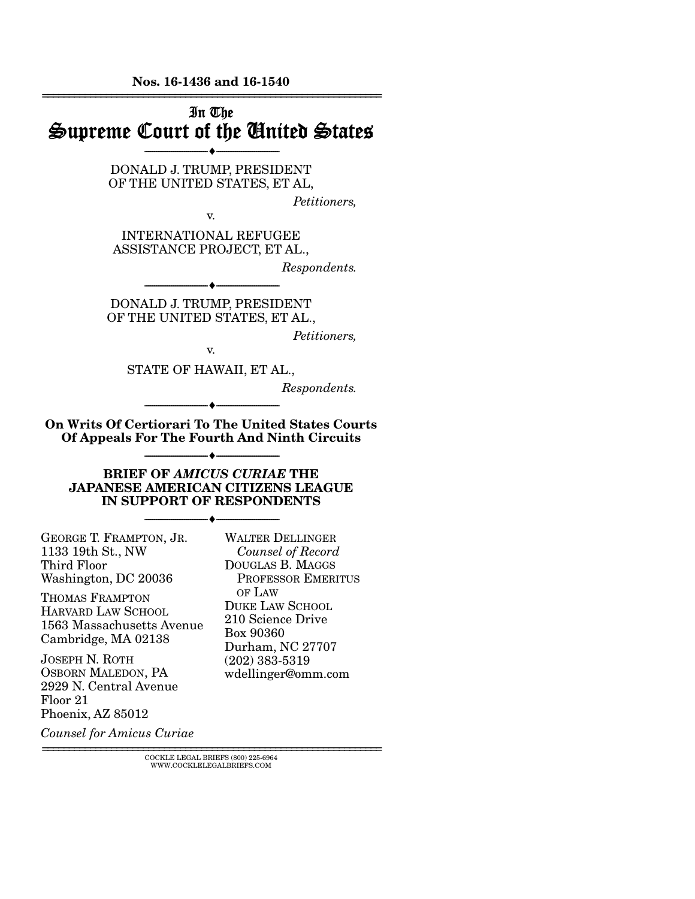**Nos. 16-1436 and 16-1540**

# In The Supreme Court of the United States

DONALD J. TRUMP, PRESIDENT OF THE UNITED STATES, ET AL,

*Petitioners,*

v.

INTERNATIONAL REFUGEE ASSISTANCE PROJECT, ET AL.,

*Respondents.*

DONALD J. TRUMP, PRESIDENT OF THE UNITED STATES, ET AL.,

*Petitioners,*

v.

STATE OF HAWAII, ET AL.,

*Respondents.*

**On Writs Of Certiorari To The United States Courts Of Appeals For The Fourth And Ninth Circuits**

**BRIEF OF *AMICUS CURIAE* THE JAPANESE AMERICAN CITIZENS LEAGUE IN SUPPORT OF RESPONDENTS**

GEORGE T. FRAMPTON, JR.
1133 19th St., NW
Third Floor
Washington, DC 20036

THOMAS FRAMPTON
HARVARD LAW SCHOOL
1563 Massachusetts Avenue
Cambridge, MA 02138

JOSEPH N. ROTH
OSBORN MALEDON, PA
2929 N. Central Avenue
Floor 21
Phoenix, AZ 85012

*Counsel for Amicus Curiae*

WALTER DELLINGER
*Counsel of Record*
DOUGLAS B. MAGGS
PROFESSOR EMERITUS OF LAW
DUKE LAW SCHOOL
210 Science Drive
Box 90360
Durham, NC 27707
(202) 383-5319
wdellinger@omm.com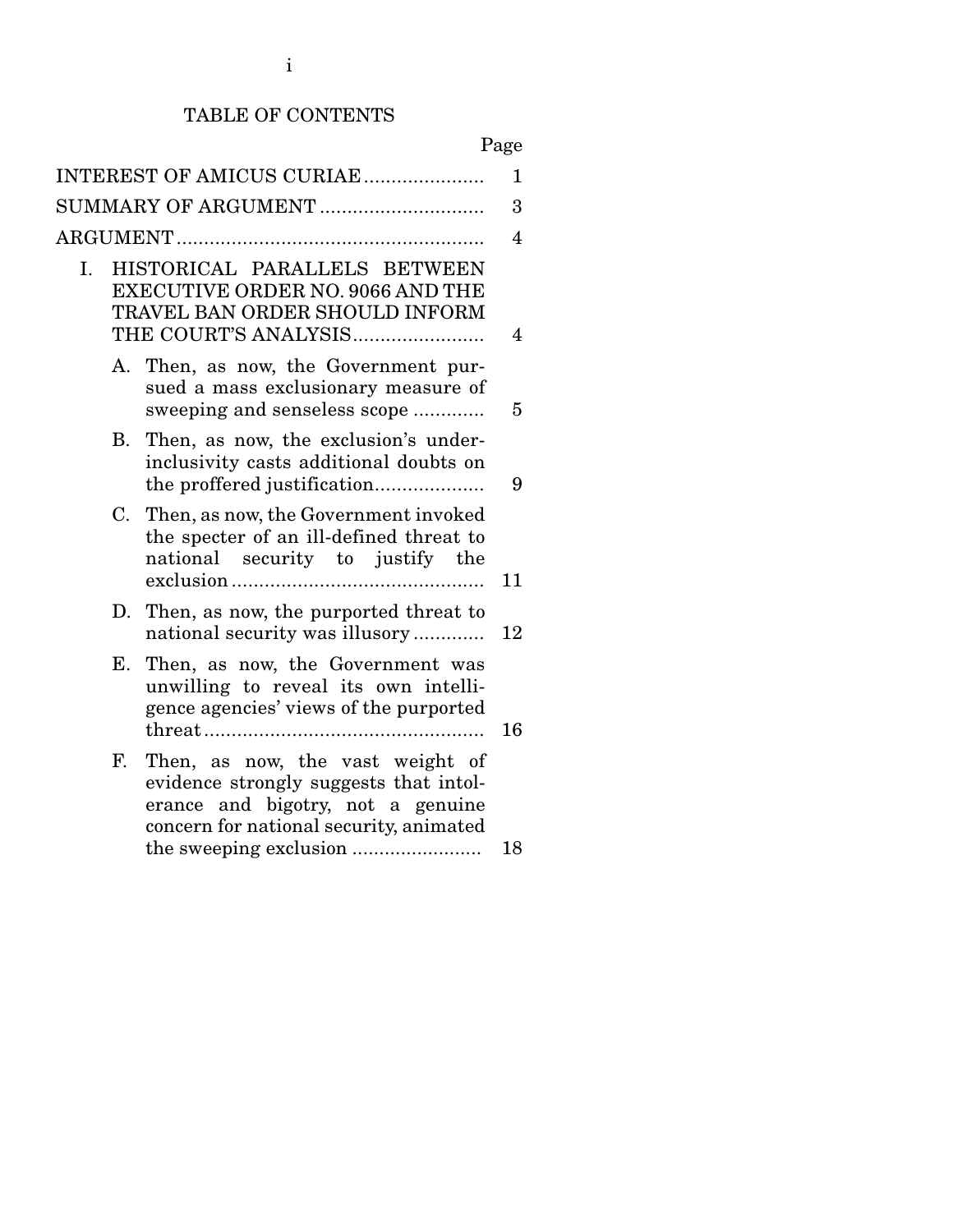# TABLE OF CONTENTS

| | Page |
|---|---|
| INTEREST OF AMICUS CURIAE | 1 |
| SUMMARY OF ARGUMENT | 3 |
| ARGUMENT | 4 |
| I. HISTORICAL PARALLELS BETWEEN EXECUTIVE ORDER NO. 9066 AND THE TRAVEL BAN ORDER SHOULD INFORM THE COURT'S ANALYSIS | 4 |
| A. Then, as now, the Government pursued a mass exclusionary measure of sweeping and senseless scope | 5 |
| B. Then, as now, the exclusion's underinclusivity casts additional doubts on the proffered justification | 9 |
| C. Then, as now, the Government invoked the specter of an ill-defined threat to national security to justify the exclusion | 11 |
| D. Then, as now, the purported threat to national security was illusory | 12 |
| E. Then, as now, the Government was unwilling to reveal its own intelligence agencies' views of the purported threat | 16 |
| F. Then, as now, the vast weight of evidence strongly suggests that intolerance and bigotry, not a genuine concern for national security, animated the sweeping exclusion | 18 |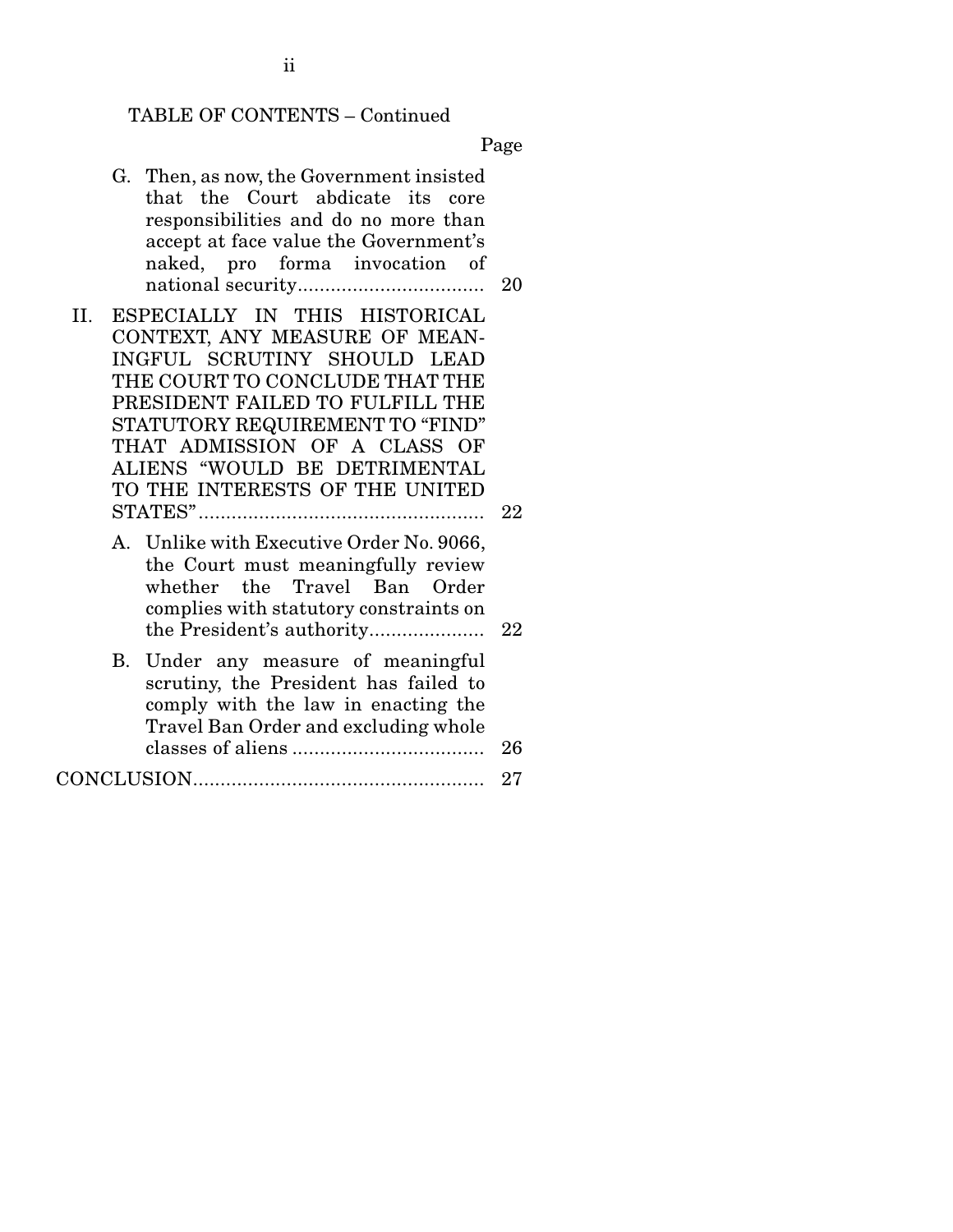TABLE OF CONTENTS – Continued

| | Page |
|---|---|
| G. Then, as now, the Government insisted that the Court abdicate its core responsibilities and do no more than accept at face value the Government's naked, pro forma invocation of national security | 20 |
| II. ESPECIALLY IN THIS HISTORICAL CONTEXT, ANY MEASURE OF MEANINGFUL SCRUTINY SHOULD LEAD THE COURT TO CONCLUDE THAT THE PRESIDENT FAILED TO FULFILL THE STATUTORY REQUIREMENT TO "FIND" THAT ADMISSION OF A CLASS OF ALIENS "WOULD BE DETRIMENTAL TO THE INTERESTS OF THE UNITED STATES" | 22 |
| A. Unlike with Executive Order No. 9066, the Court must meaningfully review whether the Travel Ban Order complies with statutory constraints on the President's authority | 22 |
| B. Under any measure of meaningful scrutiny, the President has failed to comply with the law in enacting the Travel Ban Order and excluding whole classes of aliens | 26 |
| CONCLUSION | 27 |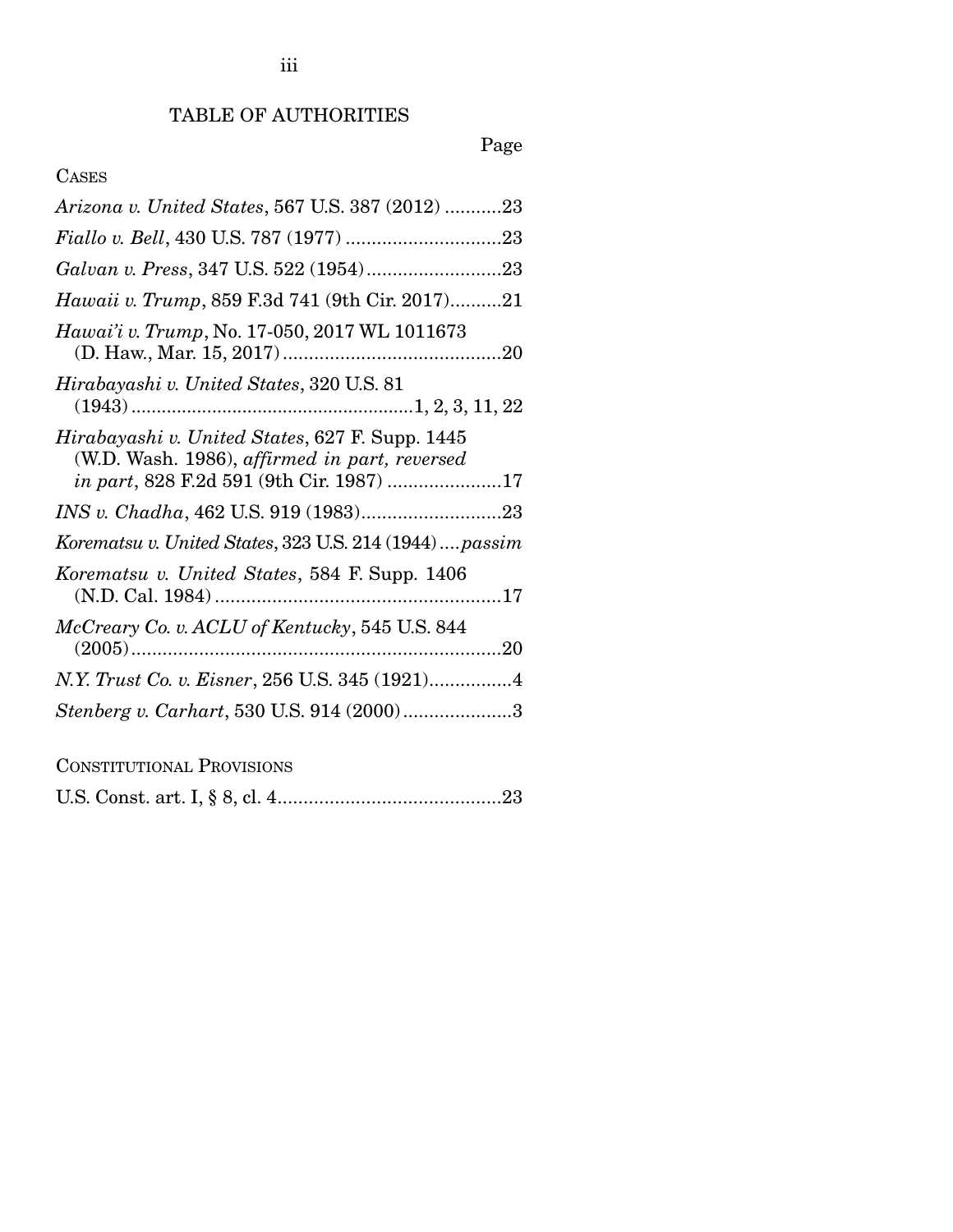## TABLE OF AUTHORITIES

Page

CASES

*Arizona v. United States*, 567 U.S. 387 (2012) ...........23

*Fiallo v. Bell*, 430 U.S. 787 (1977) ..............................23

*Galvan v. Press*, 347 U.S. 522 (1954)..........................23

*Hawaii v. Trump*, 859 F.3d 741 (9th Cir. 2017)..........21

*Hawai'i v. Trump*, No. 17-050, 2017 WL 1011673 (D. Haw., Mar. 15, 2017)..........................................20

*Hirabayashi v. United States*, 320 U.S. 81 (1943).......................................................1, 2, 3, 11, 22

*Hirabayashi v. United States*, 627 F. Supp. 1445 (W.D. Wash. 1986), *affirmed in part, reversed in part*, 828 F.2d 591 (9th Cir. 1987) ......................17

*INS v. Chadha*, 462 U.S. 919 (1983)...........................23

*Korematsu v. United States*, 323 U.S. 214 (1944)....*passim*

*Korematsu v. United States*, 584 F. Supp. 1406 (N.D. Cal. 1984) .......................................................17

*McCreary Co. v. ACLU of Kentucky*, 545 U.S. 844 (2005).......................................................................20

*N.Y. Trust Co. v. Eisner*, 256 U.S. 345 (1921)................4

*Stenberg v. Carhart*, 530 U.S. 914 (2000).....................3

CONSTITUTIONAL PROVISIONS

U.S. Const. art. I, § 8, cl. 4...........................................23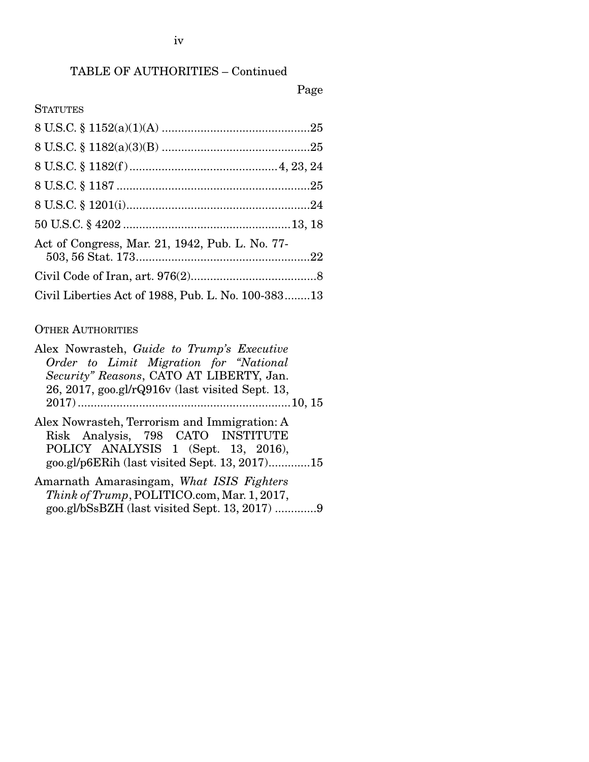TABLE OF AUTHORITIES – Continued

Page

STATUTES

8 U.S.C. § 1152(a)(1)(A) ..............................................25

8 U.S.C. § 1182(a)(3)(B) ..............................................25

8 U.S.C. § 1182(f) .............................................4, 23, 24

8 U.S.C. § 1187 ............................................................25

8 U.S.C. § 1201(i).........................................................24

50 U.S.C. § 4202 ...................................................13, 18

Act of Congress, Mar. 21, 1942, Pub. L. No. 77-503, 56 Stat. 173......................................................22

Civil Code of Iran, art. 976(2).......................................8

Civil Liberties Act of 1988, Pub. L. No. 100-383........13

OTHER AUTHORITIES

Alex Nowrasteh, *Guide to Trump's Executive Order to Limit Migration for "National Security" Reasons*, CATO AT LIBERTY, Jan. 26, 2017, goo.gl/rQ916v (last visited Sept. 13, 2017) ..................................................................10, 15

Alex Nowrasteh, Terrorism and Immigration: A Risk Analysis, 798 CATO INSTITUTE POLICY ANALYSIS 1 (Sept. 13, 2016), goo.gl/p6ERih (last visited Sept. 13, 2017).............15

Amarnath Amarasingam, *What ISIS Fighters Think of Trump*, POLITICO.com, Mar. 1, 2017, goo.gl/bSsBZH (last visited Sept. 13, 2017) .............9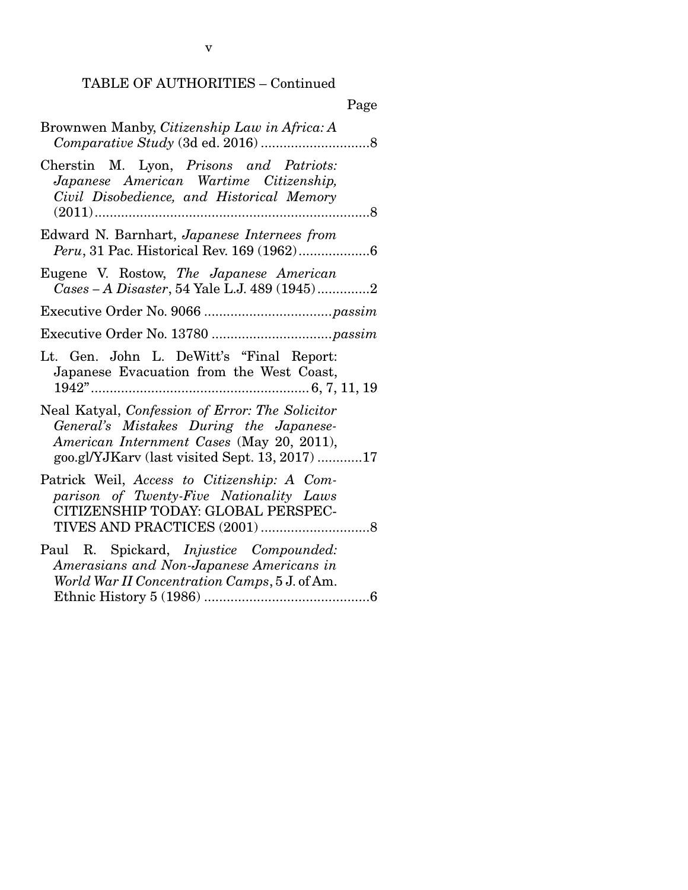## TABLE OF AUTHORITIES – Continued

Page

Brownwen Manby, *Citizenship Law in Africa: A Comparative Study* (3d ed. 2016) .............................8

Cherstin M. Lyon, *Prisons and Patriots: Japanese American Wartime Citizenship, Civil Disobedience, and Historical Memory* (2011) .........................................................................8

Edward N. Barnhart, *Japanese Internees from Peru*, 31 Pac. Historical Rev. 169 (1962) ...................6

Eugene V. Rostow, *The Japanese American Cases – A Disaster*, 54 Yale L.J. 489 (1945) ..............2

Executive Order No. 9066 ..................................*passim*

Executive Order No. 13780 ................................*passim*

Lt. Gen. John L. DeWitt's "Final Report: Japanese Evacuation from the West Coast, 1942" .......................................................... 6, 7, 11, 19

Neal Katyal, *Confession of Error: The Solicitor General's Mistakes During the Japanese-American Internment Cases* (May 20, 2011), goo.gl/YJKarv (last visited Sept. 13, 2017) ............17

Patrick Weil, *Access to Citizenship: A Comparison of Twenty-Five Nationality Laws* CITIZENSHIP TODAY: GLOBAL PERSPECTIVES AND PRACTICES (2001) .............................8

Paul R. Spickard, *Injustice Compounded: Amerasians and Non-Japanese Americans in World War II Concentration Camps*, 5 J. of Am. Ethnic History 5 (1986) ............................................6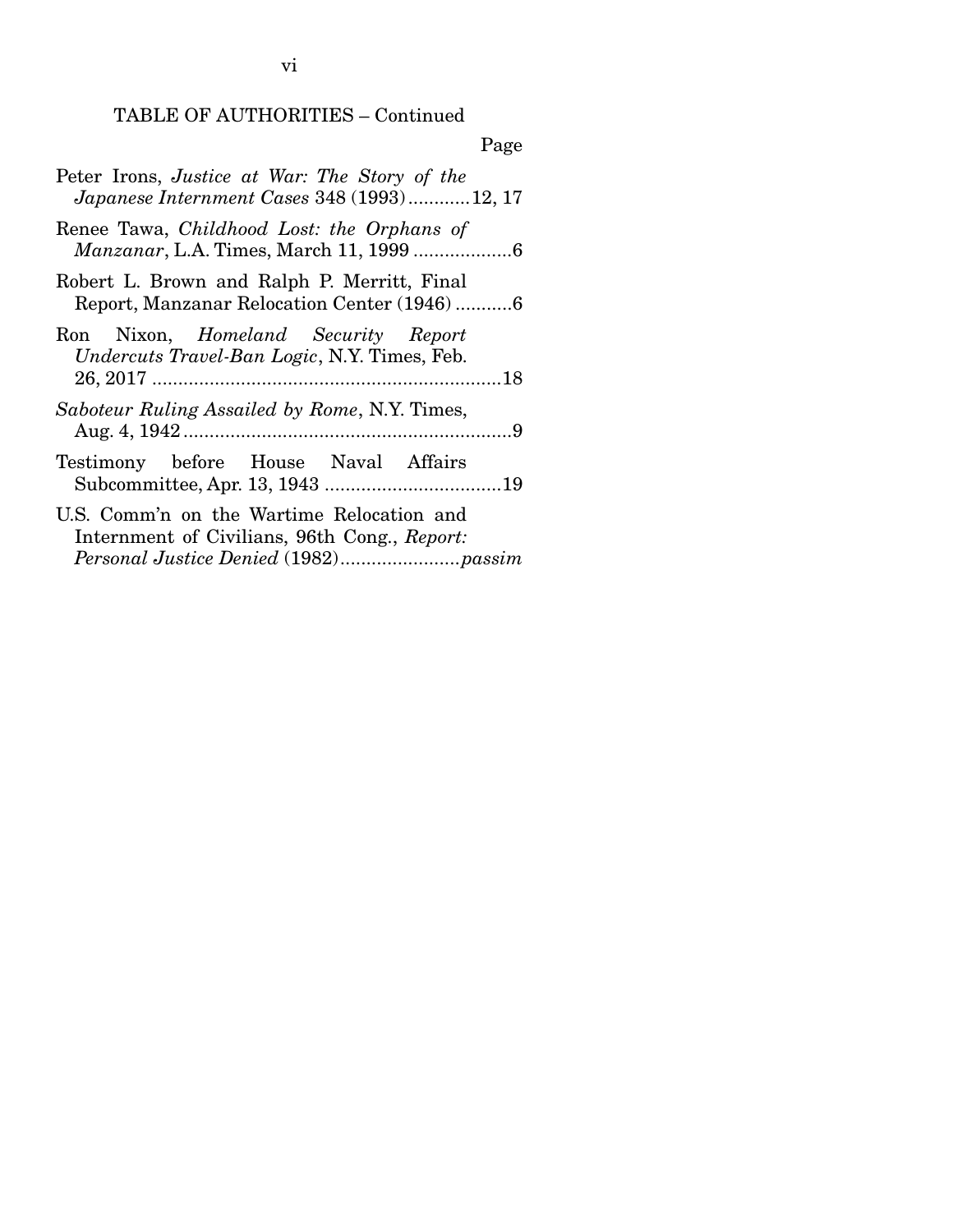TABLE OF AUTHORITIES – Continued

Page

Peter Irons, *Justice at War: The Story of the Japanese Internment Cases* 348 (1993) ............12, 17

Renee Tawa, *Childhood Lost: the Orphans of Manzanar*, L.A. Times, March 11, 1999 ...................6

Robert L. Brown and Ralph P. Merritt, Final Report, Manzanar Relocation Center (1946) ...........6

Ron Nixon, *Homeland Security Report Undercuts Travel-Ban Logic*, N.Y. Times, Feb. 26, 2017 ....................................................................18

*Saboteur Ruling Assailed by Rome*, N.Y. Times, Aug. 4, 1942 ................................................................9

Testimony before House Naval Affairs Subcommittee, Apr. 13, 1943 ..................................19

U.S. Comm'n on the Wartime Relocation and Internment of Civilians, 96th Cong., *Report: Personal Justice Denied* (1982).......................*passim*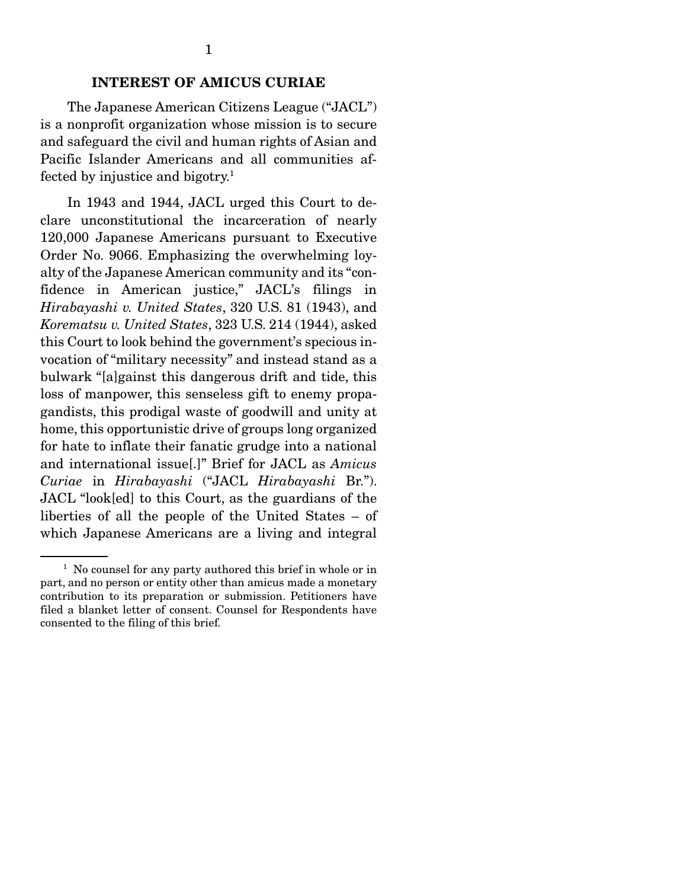## INTEREST OF AMICUS CURIAE

The Japanese American Citizens League ("JACL") is a nonprofit organization whose mission is to secure and safeguard the civil and human rights of Asian and Pacific Islander Americans and all communities affected by injustice and bigotry.[1]

In 1943 and 1944, JACL urged this Court to declare unconstitutional the incarceration of nearly 120,000 Japanese Americans pursuant to Executive Order No. 9066. Emphasizing the overwhelming loyalty of the Japanese American community and its "confidence in American justice," JACL's filings in *Hirabayashi v. United States*, 320 U.S. 81 (1943), and *Korematsu v. United States*, 323 U.S. 214 (1944), asked this Court to look behind the government's specious invocation of "military necessity" and instead stand as a bulwark "[a]gainst this dangerous drift and tide, this loss of manpower, this senseless gift to enemy propagandists, this prodigal waste of goodwill and unity at home, this opportunistic drive of groups long organized for hate to inflate their fanatic grudge into a national and international issue[.]" Brief for JACL as *Amicus Curiae* in *Hirabayashi* ("JACL *Hirabayashi* Br."). JACL "look[ed] to this Court, as the guardians of the liberties of all the people of the United States – of which Japanese Americans are a living and integral

[1] No counsel for any party authored this brief in whole or in part, and no person or entity other than amicus made a monetary contribution to its preparation or submission. Petitioners have filed a blanket letter of consent. Counsel for Respondents have consented to the filing of this brief.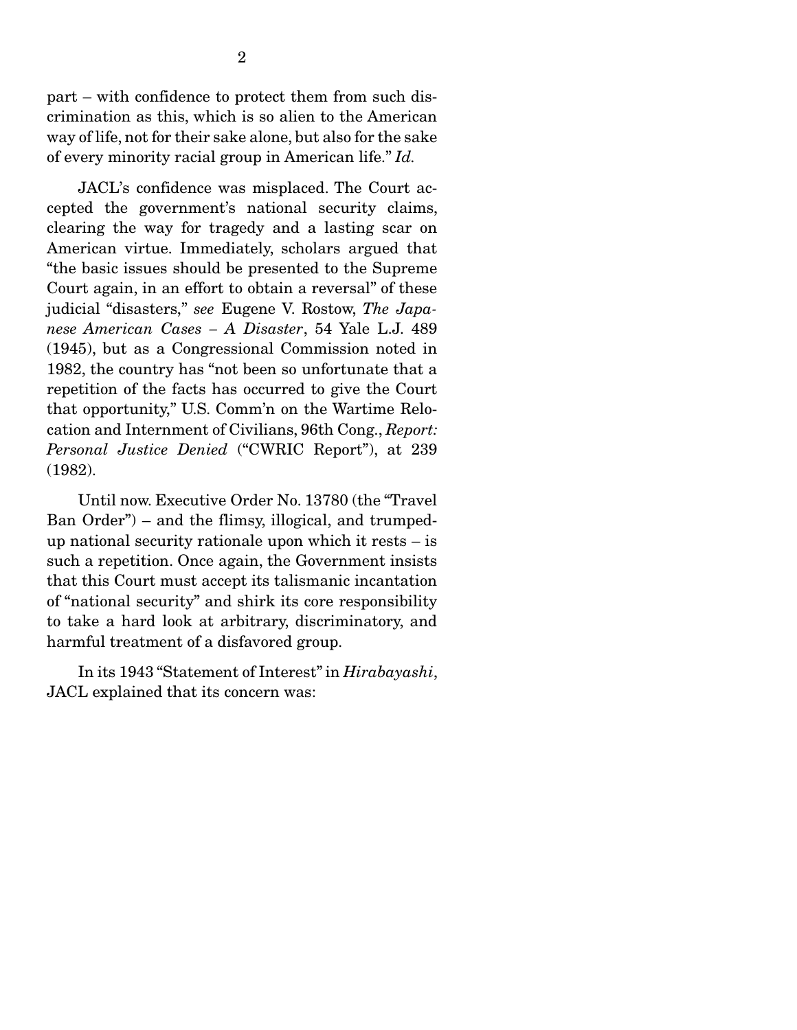part – with confidence to protect them from such discrimination as this, which is so alien to the American way of life, not for their sake alone, but also for the sake of every minority racial group in American life." *Id.*

JACL's confidence was misplaced. The Court accepted the government's national security claims, clearing the way for tragedy and a lasting scar on American virtue. Immediately, scholars argued that "the basic issues should be presented to the Supreme Court again, in an effort to obtain a reversal" of these judicial "disasters," *see* Eugene V. Rostow, *The Japanese American Cases – A Disaster*, 54 Yale L.J. 489 (1945), but as a Congressional Commission noted in 1982, the country has "not been so unfortunate that a repetition of the facts has occurred to give the Court that opportunity," U.S. Comm'n on the Wartime Relocation and Internment of Civilians, 96th Cong., *Report: Personal Justice Denied* ("CWRIC Report"), at 239 (1982).

Until now. Executive Order No. 13780 (the "Travel Ban Order") – and the flimsy, illogical, and trumped-up national security rationale upon which it rests – is such a repetition. Once again, the Government insists that this Court must accept its talismanic incantation of "national security" and shirk its core responsibility to take a hard look at arbitrary, discriminatory, and harmful treatment of a disfavored group.

In its 1943 "Statement of Interest" in *Hirabayashi*, JACL explained that its concern was: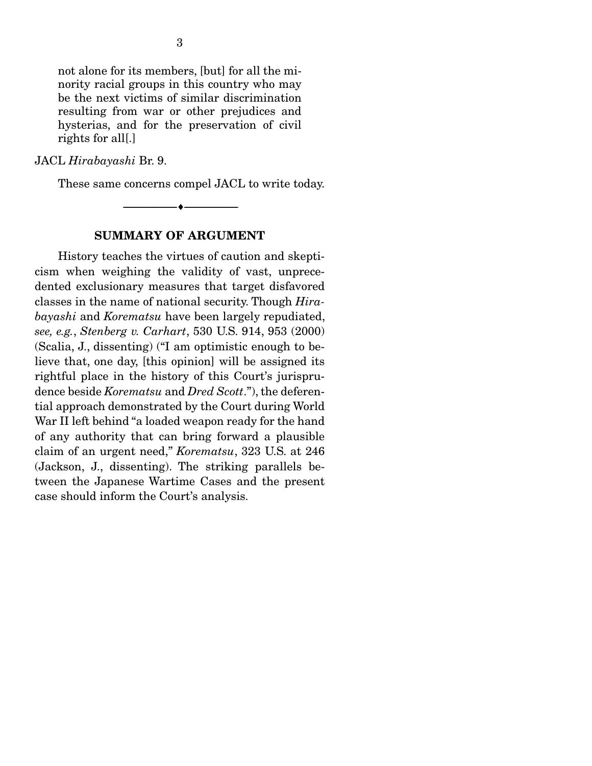> not alone for its members, [but] for all the minority racial groups in this country who may be the next victims of similar discrimination resulting from war or other prejudices and hysterias, and for the preservation of civil rights for all[.]

JACL *Hirabayashi* Br. 9.

These same concerns compel JACL to write today.

---

## SUMMARY OF ARGUMENT

History teaches the virtues of caution and skepticism when weighing the validity of vast, unprecedented exclusionary measures that target disfavored classes in the name of national security. Though *Hirabayashi* and *Korematsu* have been largely repudiated, *see, e.g.*, *Stenberg v. Carhart*, 530 U.S. 914, 953 (2000) (Scalia, J., dissenting) ("I am optimistic enough to believe that, one day, [this opinion] will be assigned its rightful place in the history of this Court's jurisprudence beside *Korematsu* and *Dred Scott*."), the deferential approach demonstrated by the Court during World War II left behind "a loaded weapon ready for the hand of any authority that can bring forward a plausible claim of an urgent need," *Korematsu*, 323 U.S. at 246 (Jackson, J., dissenting). The striking parallels between the Japanese Wartime Cases and the present case should inform the Court's analysis.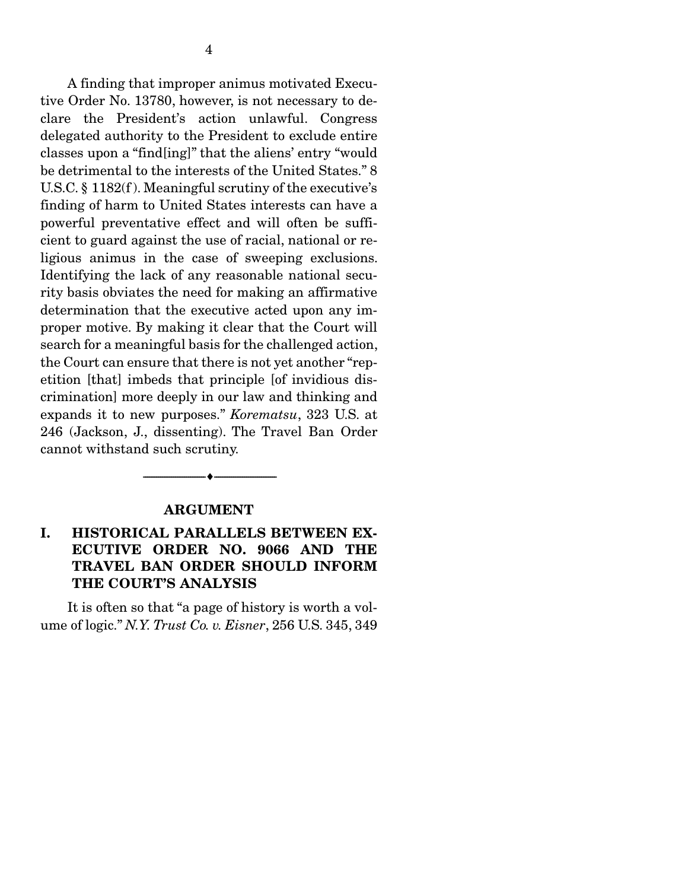A finding that improper animus motivated Executive Order No. 13780, however, is not necessary to declare the President's action unlawful. Congress delegated authority to the President to exclude entire classes upon a "find[ing]" that the aliens' entry "would be detrimental to the interests of the United States." 8 U.S.C. § 1182(f). Meaningful scrutiny of the executive's finding of harm to United States interests can have a powerful preventative effect and will often be sufficient to guard against the use of racial, national or religious animus in the case of sweeping exclusions. Identifying the lack of any reasonable national security basis obviates the need for making an affirmative determination that the executive acted upon any improper motive. By making it clear that the Court will search for a meaningful basis for the challenged action, the Court can ensure that there is not yet another "repetition [that] imbeds that principle [of invidious discrimination] more deeply in our law and thinking and expands it to new purposes." *Korematsu*, 323 U.S. at 246 (Jackson, J., dissenting). The Travel Ban Order cannot withstand such scrutiny.

---

## ARGUMENT

### I. HISTORICAL PARALLELS BETWEEN EXECUTIVE ORDER NO. 9066 AND THE TRAVEL BAN ORDER SHOULD INFORM THE COURT'S ANALYSIS

It is often so that "a page of history is worth a volume of logic." *N.Y. Trust Co. v. Eisner*, 256 U.S. 345, 349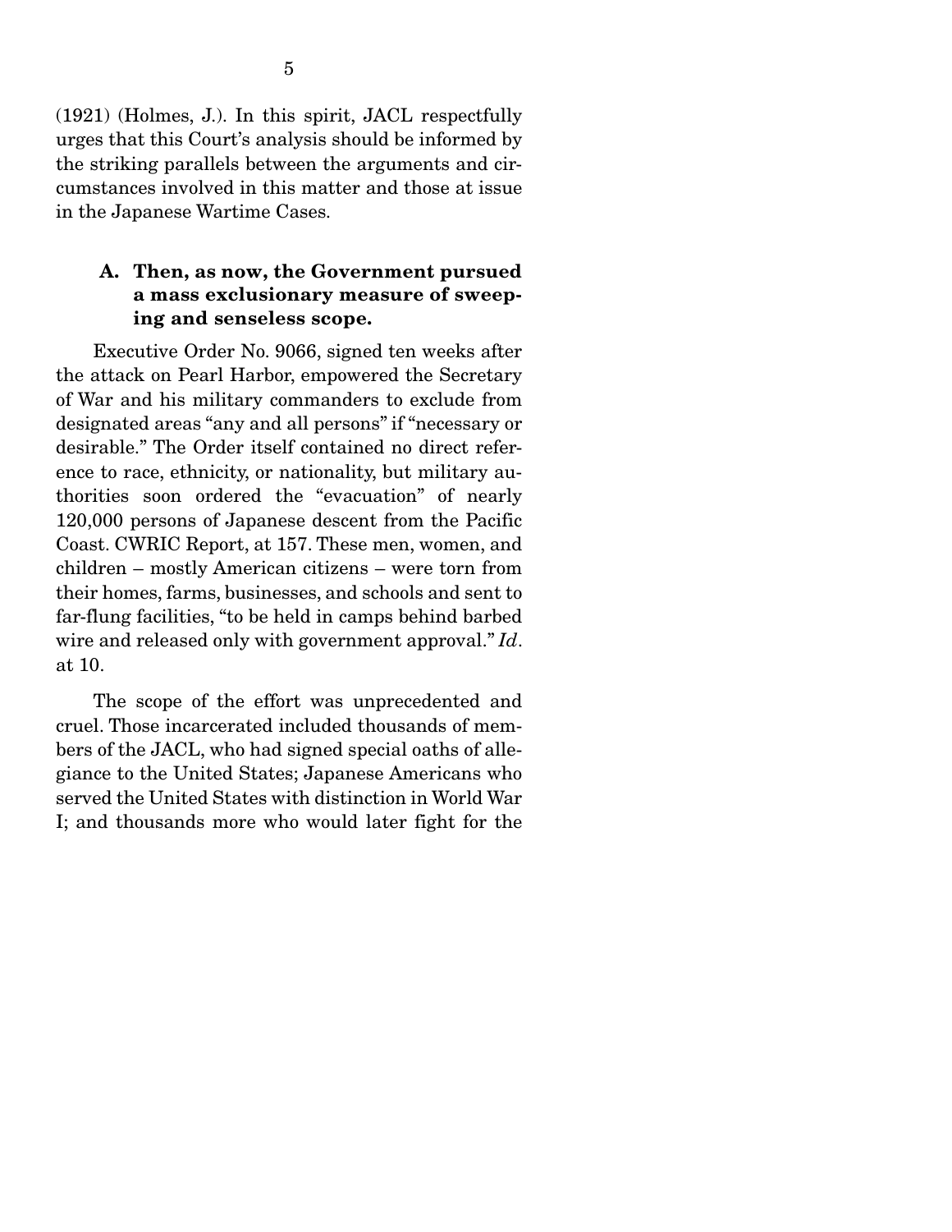(1921) (Holmes, J.). In this spirit, JACL respectfully urges that this Court's analysis should be informed by the striking parallels between the arguments and circumstances involved in this matter and those at issue in the Japanese Wartime Cases.

### A. Then, as now, the Government pursued a mass exclusionary measure of sweeping and senseless scope.

Executive Order No. 9066, signed ten weeks after the attack on Pearl Harbor, empowered the Secretary of War and his military commanders to exclude from designated areas "any and all persons" if "necessary or desirable." The Order itself contained no direct reference to race, ethnicity, or nationality, but military authorities soon ordered the "evacuation" of nearly 120,000 persons of Japanese descent from the Pacific Coast. CWRIC Report, at 157. These men, women, and children – mostly American citizens – were torn from their homes, farms, businesses, and schools and sent to far-flung facilities, "to be held in camps behind barbed wire and released only with government approval." *Id*. at 10.

The scope of the effort was unprecedented and cruel. Those incarcerated included thousands of members of the JACL, who had signed special oaths of allegiance to the United States; Japanese Americans who served the United States with distinction in World War I; and thousands more who would later fight for the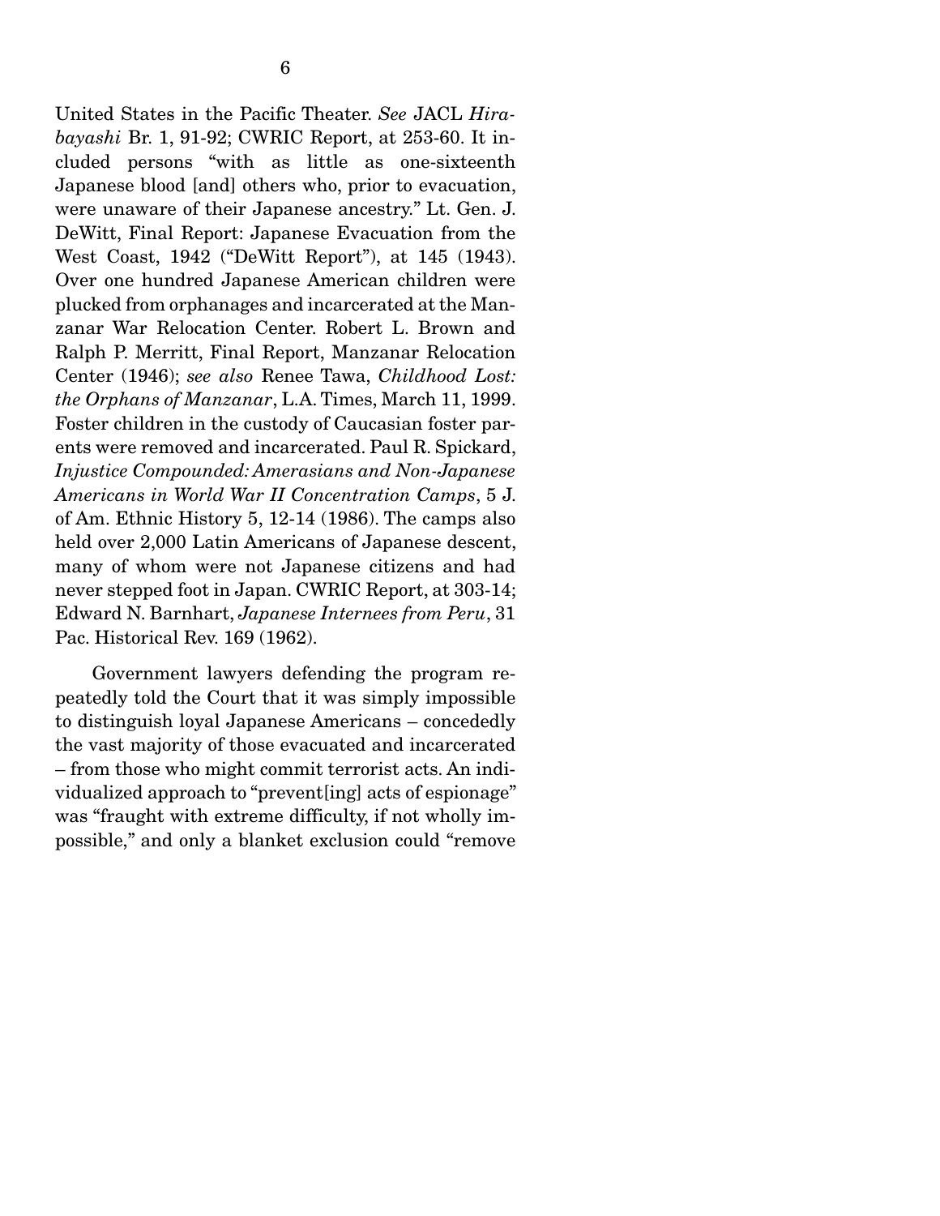United States in the Pacific Theater. *See* JACL *Hirabayashi* Br. 1, 91-92; CWRIC Report, at 253-60. It included persons "with as little as one-sixteenth Japanese blood [and] others who, prior to evacuation, were unaware of their Japanese ancestry." Lt. Gen. J. DeWitt, Final Report: Japanese Evacuation from the West Coast, 1942 ("DeWitt Report"), at 145 (1943). Over one hundred Japanese American children were plucked from orphanages and incarcerated at the Manzanar War Relocation Center. Robert L. Brown and Ralph P. Merritt, Final Report, Manzanar Relocation Center (1946); *see also* Renee Tawa, *Childhood Lost: the Orphans of Manzanar*, L.A. Times, March 11, 1999. Foster children in the custody of Caucasian foster parents were removed and incarcerated. Paul R. Spickard, *Injustice Compounded: Amerasians and Non-Japanese Americans in World War II Concentration Camps*, 5 J. of Am. Ethnic History 5, 12-14 (1986). The camps also held over 2,000 Latin Americans of Japanese descent, many of whom were not Japanese citizens and had never stepped foot in Japan. CWRIC Report, at 303-14; Edward N. Barnhart, *Japanese Internees from Peru*, 31 Pac. Historical Rev. 169 (1962).

Government lawyers defending the program repeatedly told the Court that it was simply impossible to distinguish loyal Japanese Americans – concededly the vast majority of those evacuated and incarcerated – from those who might commit terrorist acts. An individualized approach to "prevent[ing] acts of espionage" was "fraught with extreme difficulty, if not wholly impossible," and only a blanket exclusion could "remove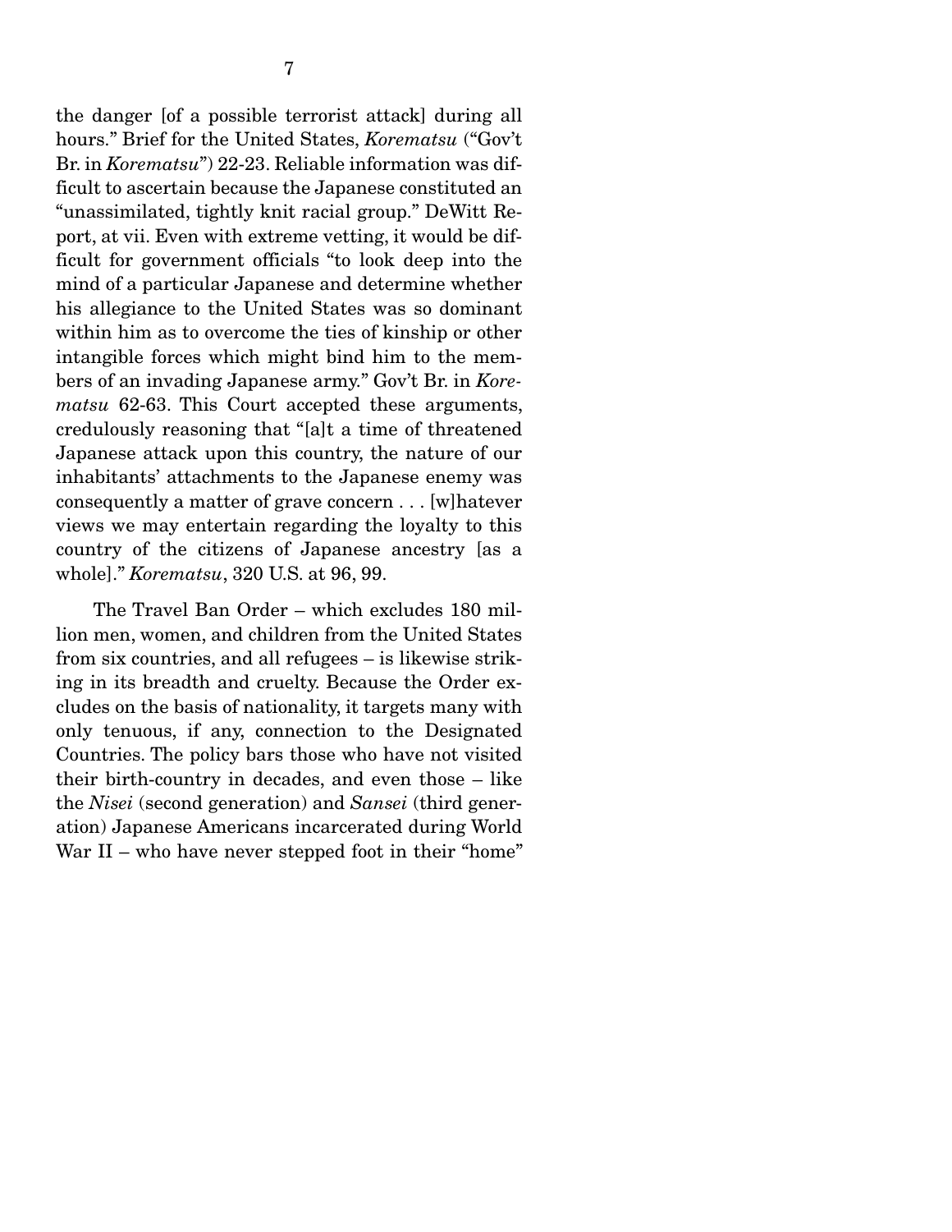the danger [of a possible terrorist attack] during all hours." Brief for the United States, *Korematsu* ("Gov't Br. in *Korematsu*") 22-23. Reliable information was difficult to ascertain because the Japanese constituted an "unassimilated, tightly knit racial group." DeWitt Report, at vii. Even with extreme vetting, it would be difficult for government officials "to look deep into the mind of a particular Japanese and determine whether his allegiance to the United States was so dominant within him as to overcome the ties of kinship or other intangible forces which might bind him to the members of an invading Japanese army." Gov't Br. in *Korematsu* 62-63. This Court accepted these arguments, credulously reasoning that "[a]t a time of threatened Japanese attack upon this country, the nature of our inhabitants' attachments to the Japanese enemy was consequently a matter of grave concern . . . [w]hatever views we may entertain regarding the loyalty to this country of the citizens of Japanese ancestry [as a whole]." *Korematsu*, 320 U.S. at 96, 99.

The Travel Ban Order – which excludes 180 million men, women, and children from the United States from six countries, and all refugees – is likewise striking in its breadth and cruelty. Because the Order excludes on the basis of nationality, it targets many with only tenuous, if any, connection to the Designated Countries. The policy bars those who have not visited their birth-country in decades, and even those – like the *Nisei* (second generation) and *Sansei* (third generation) Japanese Americans incarcerated during World War II – who have never stepped foot in their "home"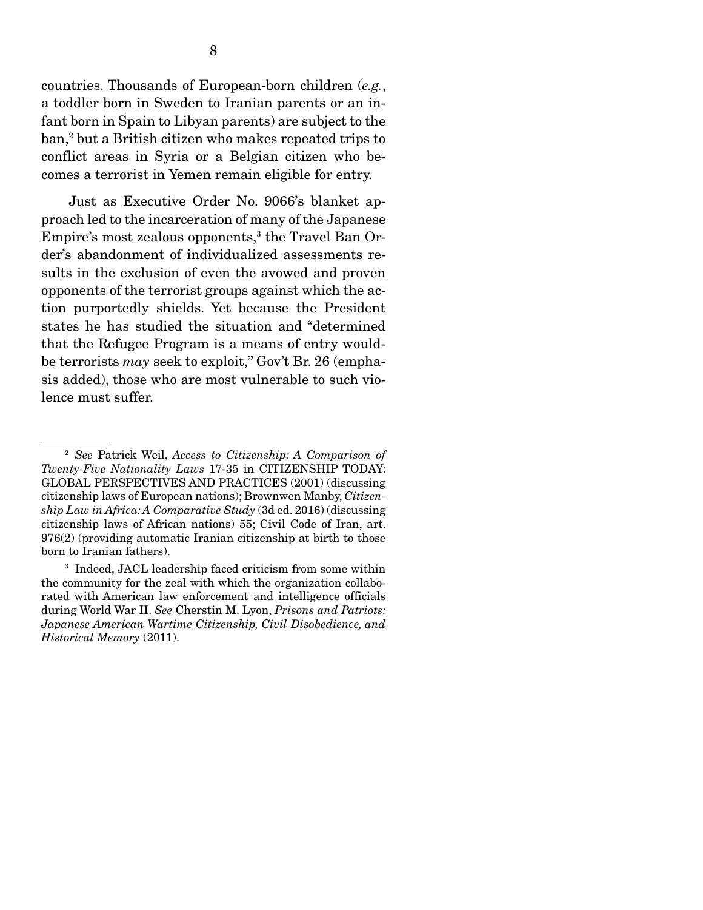countries. Thousands of European-born children (*e.g.*, a toddler born in Sweden to Iranian parents or an infant born in Spain to Libyan parents) are subject to the ban,[2] but a British citizen who makes repeated trips to conflict areas in Syria or a Belgian citizen who becomes a terrorist in Yemen remain eligible for entry.

Just as Executive Order No. 9066's blanket approach led to the incarceration of many of the Japanese Empire's most zealous opponents,[3] the Travel Ban Order's abandonment of individualized assessments results in the exclusion of even the avowed and proven opponents of the terrorist groups against which the action purportedly shields. Yet because the President states he has studied the situation and "determined that the Refugee Program is a means of entry would-be terrorists *may* seek to exploit," Gov't Br. 26 (emphasis added), those who are most vulnerable to such violence must suffer.

---

[2] *See* Patrick Weil, *Access to Citizenship: A Comparison of Twenty-Five Nationality Laws* 17-35 in CITIZENSHIP TODAY: GLOBAL PERSPECTIVES AND PRACTICES (2001) (discussing citizenship laws of European nations); Brownwen Manby, *Citizenship Law in Africa: A Comparative Study* (3d ed. 2016) (discussing citizenship laws of African nations) 55; Civil Code of Iran, art. 976(2) (providing automatic Iranian citizenship at birth to those born to Iranian fathers).

[3] Indeed, JACL leadership faced criticism from some within the community for the zeal with which the organization collaborated with American law enforcement and intelligence officials during World War II. *See* Cherstin M. Lyon, *Prisons and Patriots: Japanese American Wartime Citizenship, Civil Disobedience, and Historical Memory* (2011).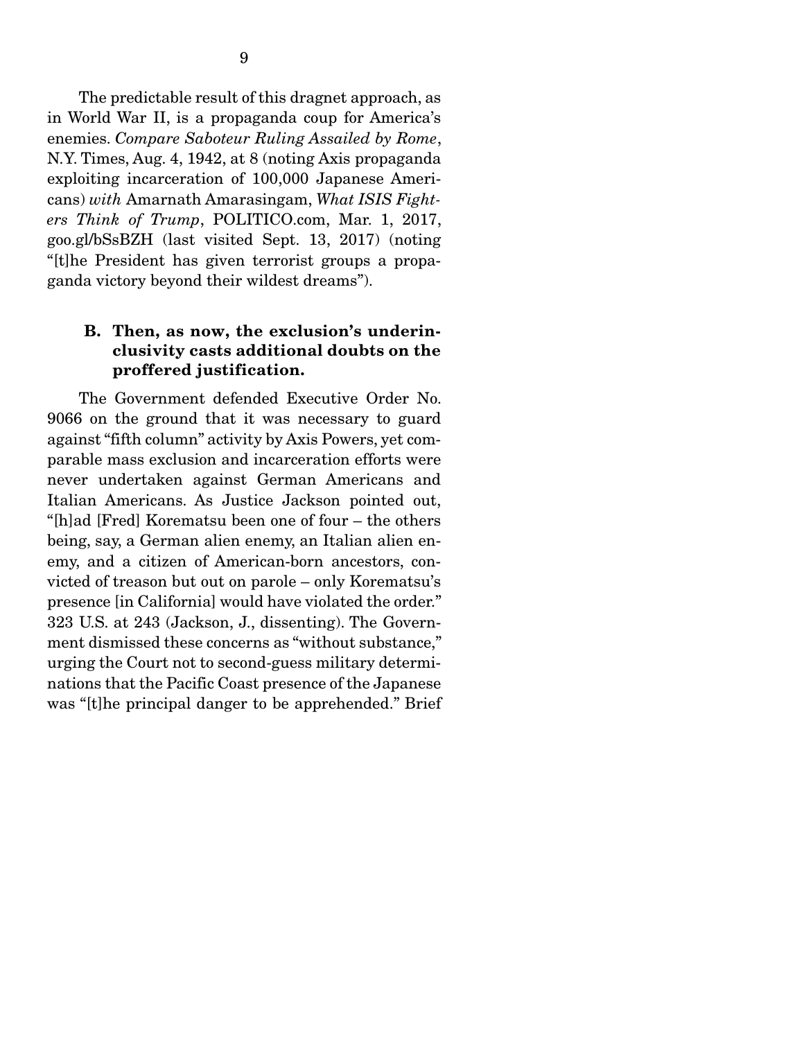The predictable result of this dragnet approach, as in World War II, is a propaganda coup for America's enemies. *Compare Saboteur Ruling Assailed by Rome*, N.Y. Times, Aug. 4, 1942, at 8 (noting Axis propaganda exploiting incarceration of 100,000 Japanese Americans) *with* Amarnath Amarasingam, *What ISIS Fighters Think of Trump*, POLITICO.com, Mar. 1, 2017, goo.gl/bSsBZH (last visited Sept. 13, 2017) (noting "[t]he President has given terrorist groups a propaganda victory beyond their wildest dreams").

### B. Then, as now, the exclusion's underinclusivity casts additional doubts on the proffered justification.

The Government defended Executive Order No. 9066 on the ground that it was necessary to guard against "fifth column" activity by Axis Powers, yet comparable mass exclusion and incarceration efforts were never undertaken against German Americans and Italian Americans. As Justice Jackson pointed out, "[h]ad [Fred] Korematsu been one of four – the others being, say, a German alien enemy, an Italian alien enemy, and a citizen of American-born ancestors, convicted of treason but out on parole – only Korematsu's presence [in California] would have violated the order." 323 U.S. at 243 (Jackson, J., dissenting). The Government dismissed these concerns as "without substance," urging the Court not to second-guess military determinations that the Pacific Coast presence of the Japanese was "[t]he principal danger to be apprehended." Brief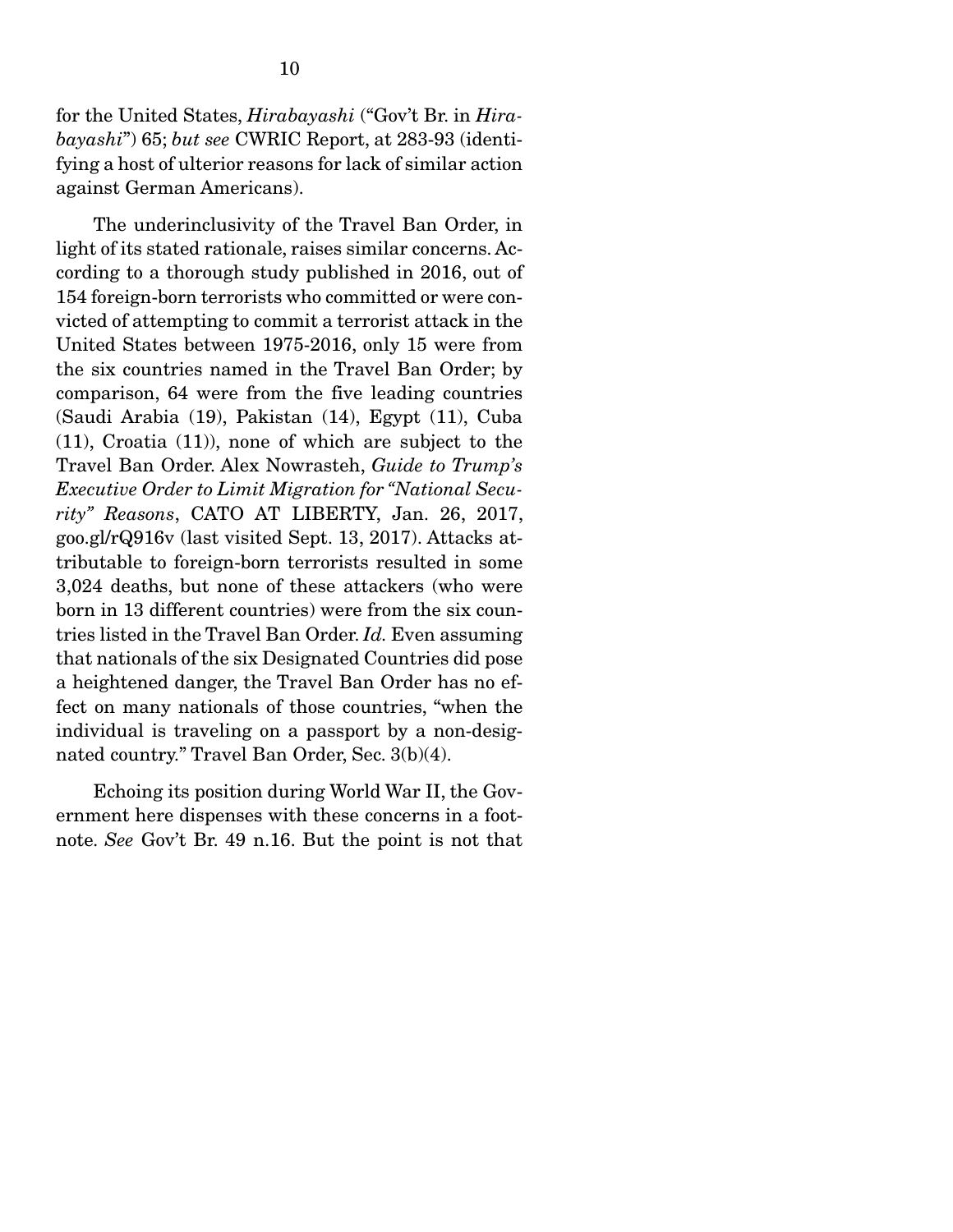for the United States, *Hirabayashi* ("Gov't Br. in *Hirabayashi*") 65; *but see* CWRIC Report, at 283-93 (identifying a host of ulterior reasons for lack of similar action against German Americans).

The underinclusivity of the Travel Ban Order, in light of its stated rationale, raises similar concerns. According to a thorough study published in 2016, out of 154 foreign-born terrorists who committed or were convicted of attempting to commit a terrorist attack in the United States between 1975-2016, only 15 were from the six countries named in the Travel Ban Order; by comparison, 64 were from the five leading countries (Saudi Arabia (19), Pakistan (14), Egypt (11), Cuba (11), Croatia (11)), none of which are subject to the Travel Ban Order. Alex Nowrasteh, *Guide to Trump's Executive Order to Limit Migration for "National Security" Reasons*, CATO AT LIBERTY, Jan. 26, 2017, goo.gl/rQ916v (last visited Sept. 13, 2017). Attacks attributable to foreign-born terrorists resulted in some 3,024 deaths, but none of these attackers (who were born in 13 different countries) were from the six countries listed in the Travel Ban Order. *Id.* Even assuming that nationals of the six Designated Countries did pose a heightened danger, the Travel Ban Order has no effect on many nationals of those countries, "when the individual is traveling on a passport by a non-designated country." Travel Ban Order, Sec. 3(b)(4).

Echoing its position during World War II, the Government here dispenses with these concerns in a footnote. *See* Gov't Br. 49 n.16. But the point is not that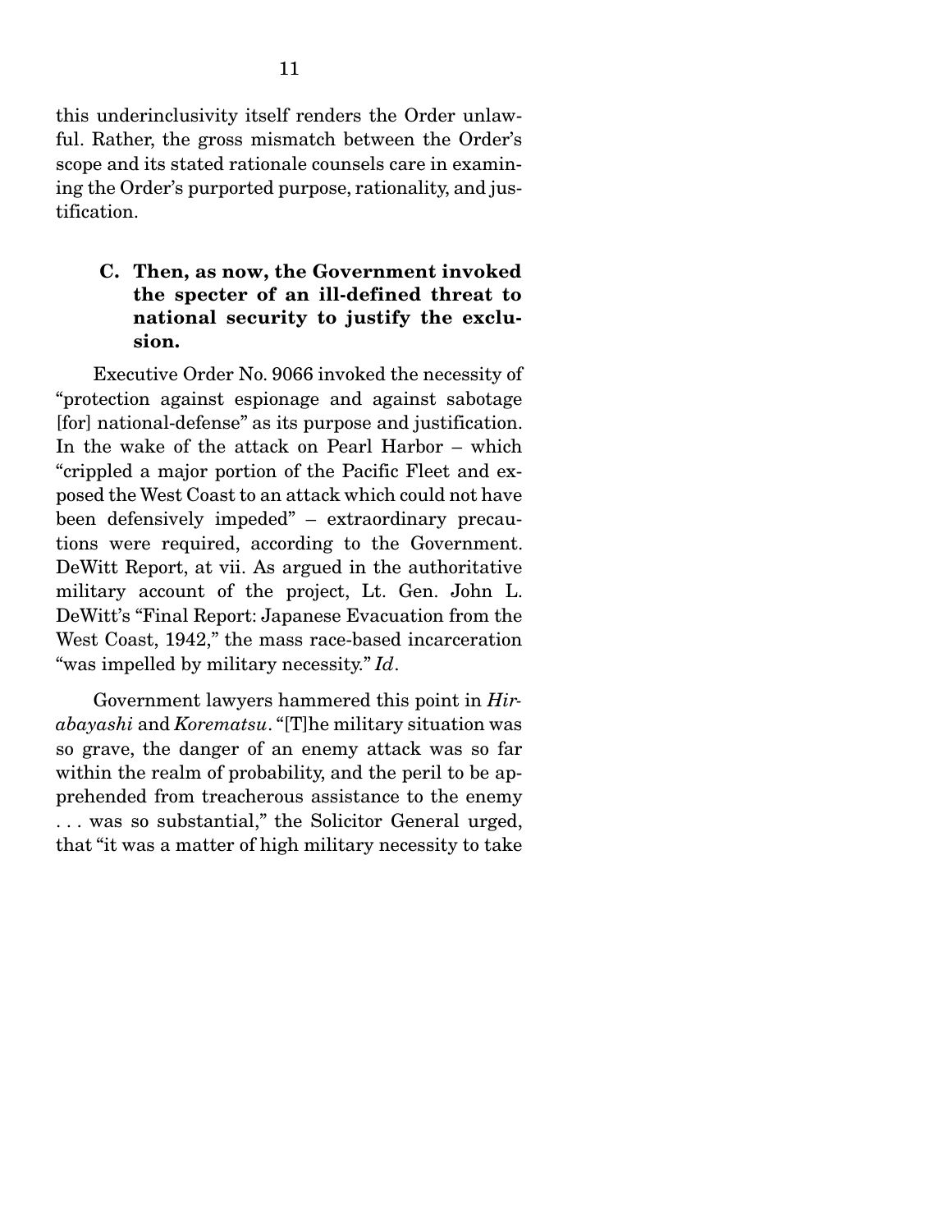this underinclusivity itself renders the Order unlawful. Rather, the gross mismatch between the Order's scope and its stated rationale counsels care in examining the Order's purported purpose, rationality, and justification.

### C. Then, as now, the Government invoked the specter of an ill-defined threat to national security to justify the exclusion.

Executive Order No. 9066 invoked the necessity of "protection against espionage and against sabotage [for] national-defense" as its purpose and justification. In the wake of the attack on Pearl Harbor – which "crippled a major portion of the Pacific Fleet and exposed the West Coast to an attack which could not have been defensively impeded" – extraordinary precautions were required, according to the Government. DeWitt Report, at vii. As argued in the authoritative military account of the project, Lt. Gen. John L. DeWitt's "Final Report: Japanese Evacuation from the West Coast, 1942," the mass race-based incarceration "was impelled by military necessity." *Id*.

Government lawyers hammered this point in *Hirabayashi* and *Korematsu*. "[T]he military situation was so grave, the danger of an enemy attack was so far within the realm of probability, and the peril to be apprehended from treacherous assistance to the enemy . . . was so substantial," the Solicitor General urged, that "it was a matter of high military necessity to take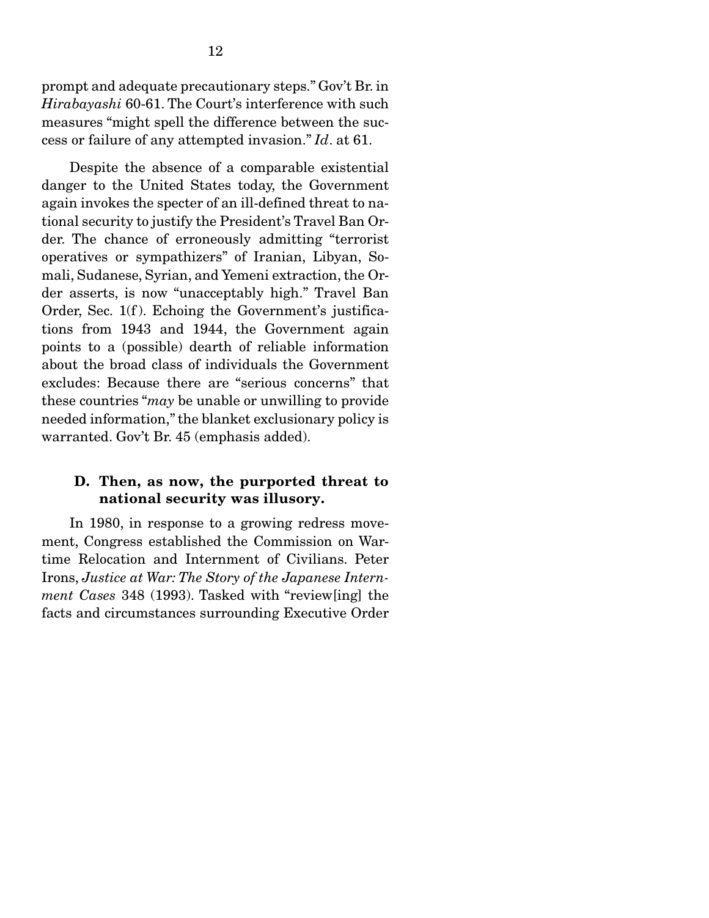prompt and adequate precautionary steps." Gov't Br. in *Hirabayashi* 60-61. The Court's interference with such measures "might spell the difference between the success or failure of any attempted invasion." *Id*. at 61.

Despite the absence of a comparable existential danger to the United States today, the Government again invokes the specter of an ill-defined threat to national security to justify the President's Travel Ban Order. The chance of erroneously admitting "terrorist operatives or sympathizers" of Iranian, Libyan, Somali, Sudanese, Syrian, and Yemeni extraction, the Order asserts, is now "unacceptably high." Travel Ban Order, Sec. 1(f). Echoing the Government's justifications from 1943 and 1944, the Government again points to a (possible) dearth of reliable information about the broad class of individuals the Government excludes: Because there are "serious concerns" that these countries "*may* be unable or unwilling to provide needed information," the blanket exclusionary policy is warranted. Gov't Br. 45 (emphasis added).

### D. Then, as now, the purported threat to national security was illusory.

In 1980, in response to a growing redress movement, Congress established the Commission on Wartime Relocation and Internment of Civilians. Peter Irons, *Justice at War: The Story of the Japanese Internment Cases* 348 (1993). Tasked with "review[ing] the facts and circumstances surrounding Executive Order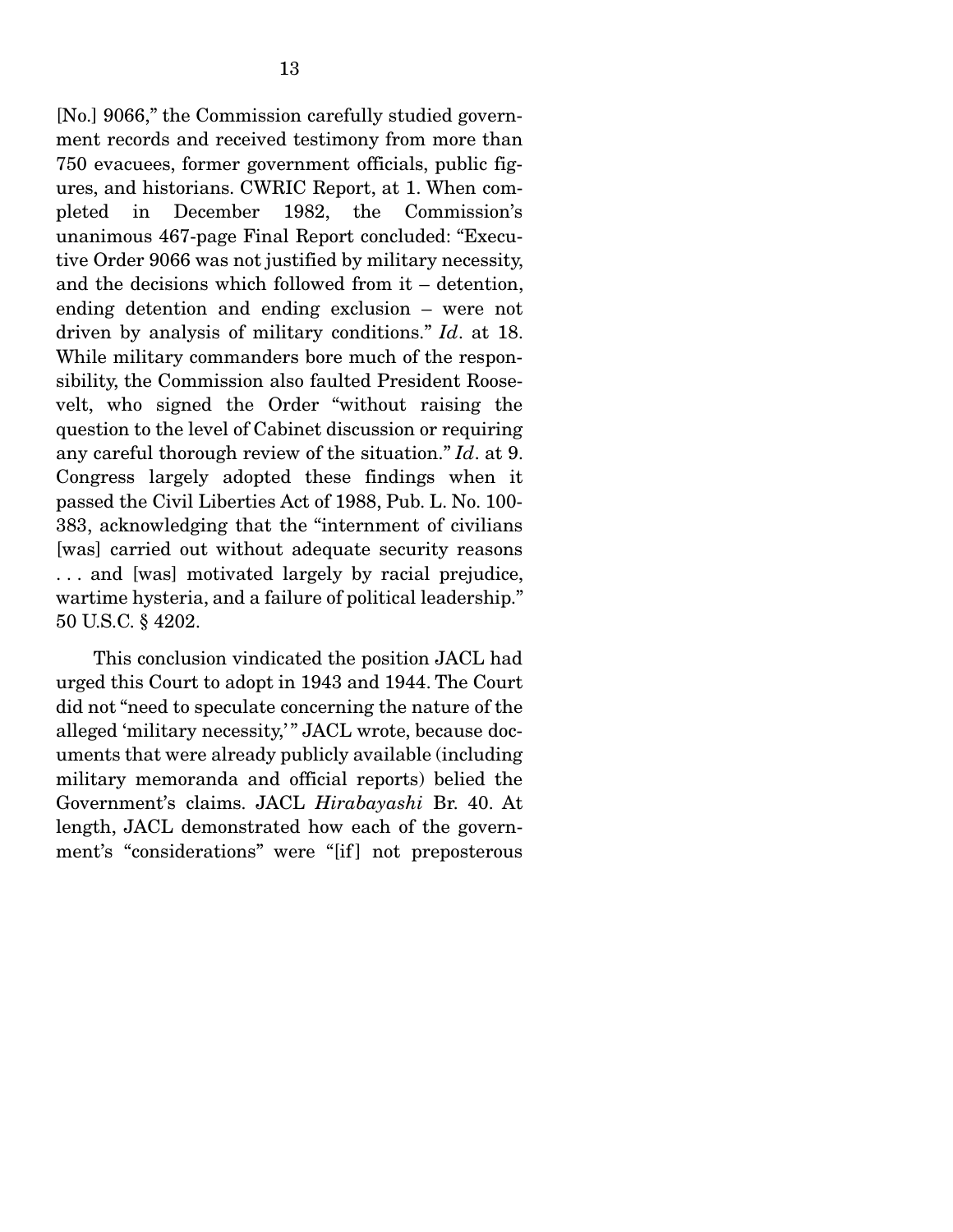[No.] 9066," the Commission carefully studied government records and received testimony from more than 750 evacuees, former government officials, public figures, and historians. CWRIC Report, at 1. When completed in December 1982, the Commission's unanimous 467-page Final Report concluded: "Executive Order 9066 was not justified by military necessity, and the decisions which followed from it – detention, ending detention and ending exclusion – were not driven by analysis of military conditions." *Id*. at 18. While military commanders bore much of the responsibility, the Commission also faulted President Roosevelt, who signed the Order "without raising the question to the level of Cabinet discussion or requiring any careful thorough review of the situation." *Id*. at 9. Congress largely adopted these findings when it passed the Civil Liberties Act of 1988, Pub. L. No. 100-383, acknowledging that the "internment of civilians [was] carried out without adequate security reasons . . . and [was] motivated largely by racial prejudice, wartime hysteria, and a failure of political leadership." 50 U.S.C. § 4202.

This conclusion vindicated the position JACL had urged this Court to adopt in 1943 and 1944. The Court did not "need to speculate concerning the nature of the alleged 'military necessity,'" JACL wrote, because documents that were already publicly available (including military memoranda and official reports) belied the Government's claims. JACL *Hirabayashi* Br. 40. At length, JACL demonstrated how each of the government's "considerations" were "[if] not preposterous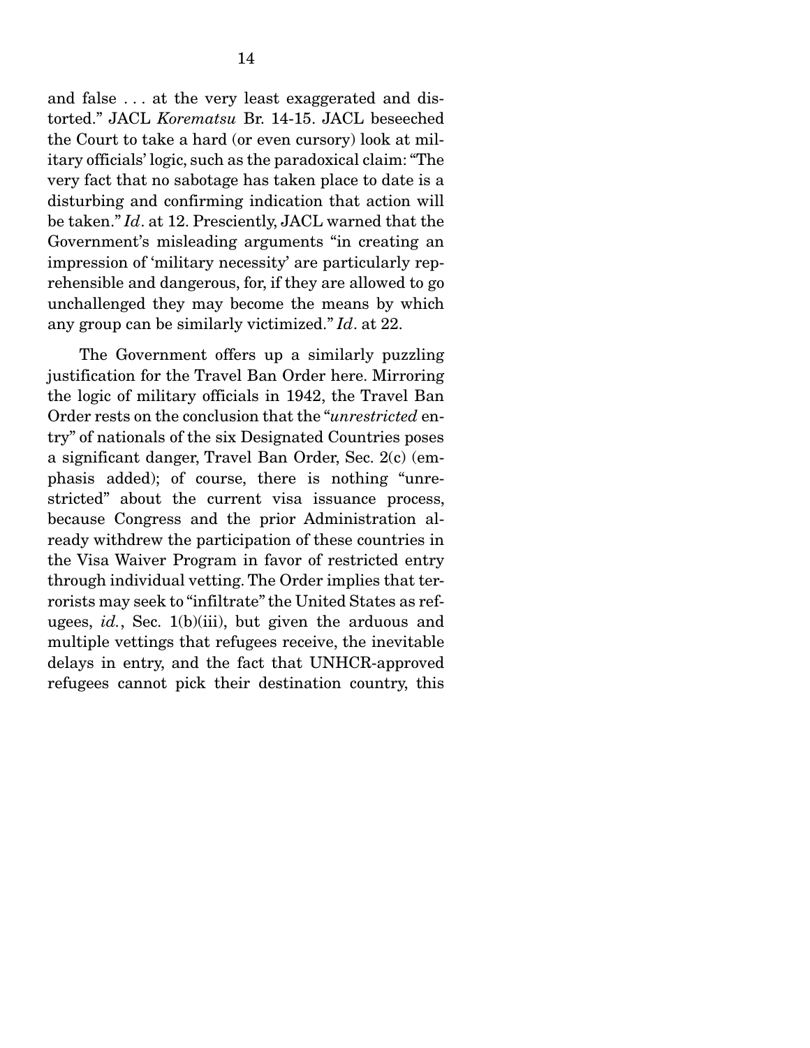and false . . . at the very least exaggerated and distorted." JACL *Korematsu* Br. 14-15. JACL beseeched the Court to take a hard (or even cursory) look at military officials' logic, such as the paradoxical claim: "The very fact that no sabotage has taken place to date is a disturbing and confirming indication that action will be taken." *Id*. at 12. Presciently, JACL warned that the Government's misleading arguments "in creating an impression of 'military necessity' are particularly reprehensible and dangerous, for, if they are allowed to go unchallenged they may become the means by which any group can be similarly victimized." *Id*. at 22.

The Government offers up a similarly puzzling justification for the Travel Ban Order here. Mirroring the logic of military officials in 1942, the Travel Ban Order rests on the conclusion that the "*unrestricted* entry" of nationals of the six Designated Countries poses a significant danger, Travel Ban Order, Sec. 2(c) (emphasis added); of course, there is nothing "unrestricted" about the current visa issuance process, because Congress and the prior Administration already withdrew the participation of these countries in the Visa Waiver Program in favor of restricted entry through individual vetting. The Order implies that terrorists may seek to "infiltrate" the United States as refugees, *id.*, Sec. 1(b)(iii), but given the arduous and multiple vettings that refugees receive, the inevitable delays in entry, and the fact that UNHCR-approved refugees cannot pick their destination country, this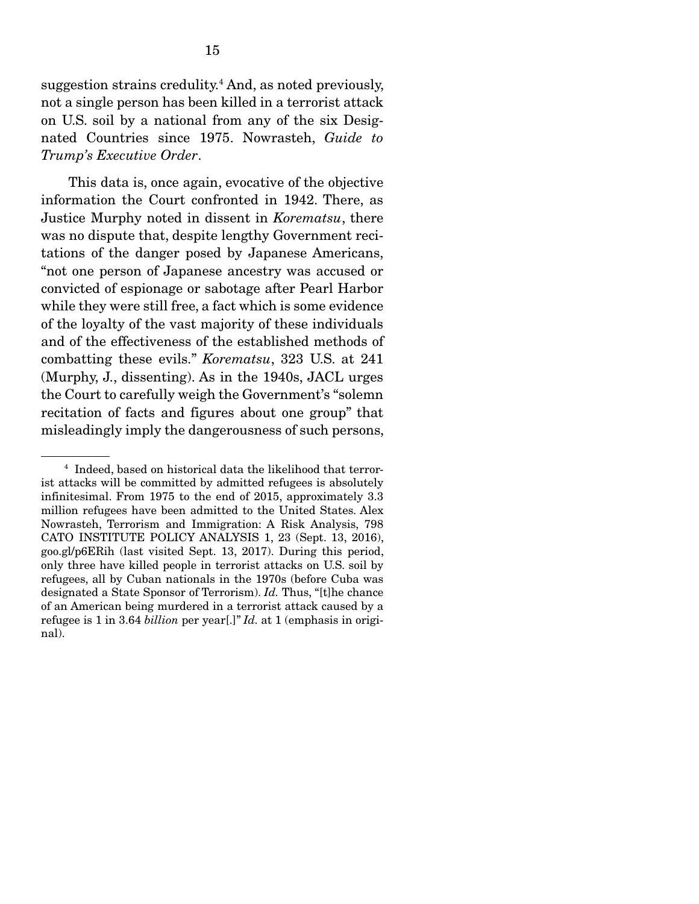suggestion strains credulity.[4] And, as noted previously, not a single person has been killed in a terrorist attack on U.S. soil by a national from any of the six Designated Countries since 1975. Nowrasteh, *Guide to Trump's Executive Order*.

This data is, once again, evocative of the objective information the Court confronted in 1942. There, as Justice Murphy noted in dissent in *Korematsu*, there was no dispute that, despite lengthy Government recitations of the danger posed by Japanese Americans, "not one person of Japanese ancestry was accused or convicted of espionage or sabotage after Pearl Harbor while they were still free, a fact which is some evidence of the loyalty of the vast majority of these individuals and of the effectiveness of the established methods of combatting these evils." *Korematsu*, 323 U.S. at 241 (Murphy, J., dissenting). As in the 1940s, JACL urges the Court to carefully weigh the Government's "solemn recitation of facts and figures about one group" that misleadingly imply the dangerousness of such persons,

---

[4] Indeed, based on historical data the likelihood that terrorist attacks will be committed by admitted refugees is absolutely infinitesimal. From 1975 to the end of 2015, approximately 3.3 million refugees have been admitted to the United States. Alex Nowrasteh, Terrorism and Immigration: A Risk Analysis, 798 CATO INSTITUTE POLICY ANALYSIS 1, 23 (Sept. 13, 2016), goo.gl/p6ERih (last visited Sept. 13, 2017). During this period, only three have killed people in terrorist attacks on U.S. soil by refugees, all by Cuban nationals in the 1970s (before Cuba was designated a State Sponsor of Terrorism). *Id.* Thus, "[t]he chance of an American being murdered in a terrorist attack caused by a refugee is 1 in 3.64 *billion* per year[.]" *Id.* at 1 (emphasis in original).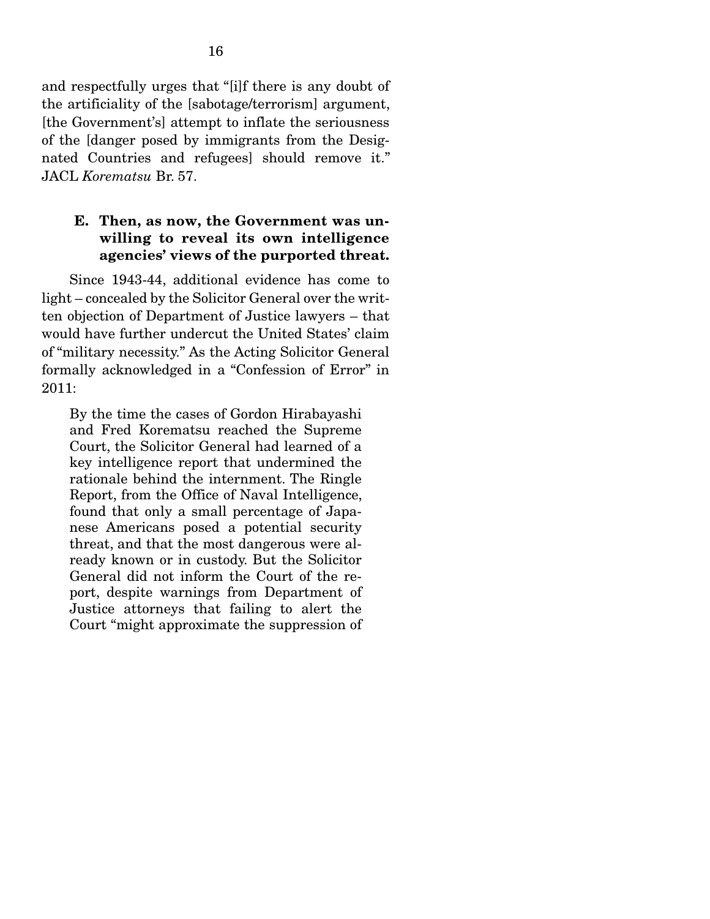and respectfully urges that "[i]f there is any doubt of the artificiality of the [sabotage/terrorism] argument, [the Government's] attempt to inflate the seriousness of the [danger posed by immigrants from the Designated Countries and refugees] should remove it." JACL *Korematsu* Br. 57.

### E. Then, as now, the Government was unwilling to reveal its own intelligence agencies' views of the purported threat.

Since 1943-44, additional evidence has come to light – concealed by the Solicitor General over the written objection of Department of Justice lawyers – that would have further undercut the United States' claim of "military necessity." As the Acting Solicitor General formally acknowledged in a "Confession of Error" in 2011:

> By the time the cases of Gordon Hirabayashi and Fred Korematsu reached the Supreme Court, the Solicitor General had learned of a key intelligence report that undermined the rationale behind the internment. The Ringle Report, from the Office of Naval Intelligence, found that only a small percentage of Japanese Americans posed a potential security threat, and that the most dangerous were already known or in custody. But the Solicitor General did not inform the Court of the report, despite warnings from Department of Justice attorneys that failing to alert the Court "might approximate the suppression of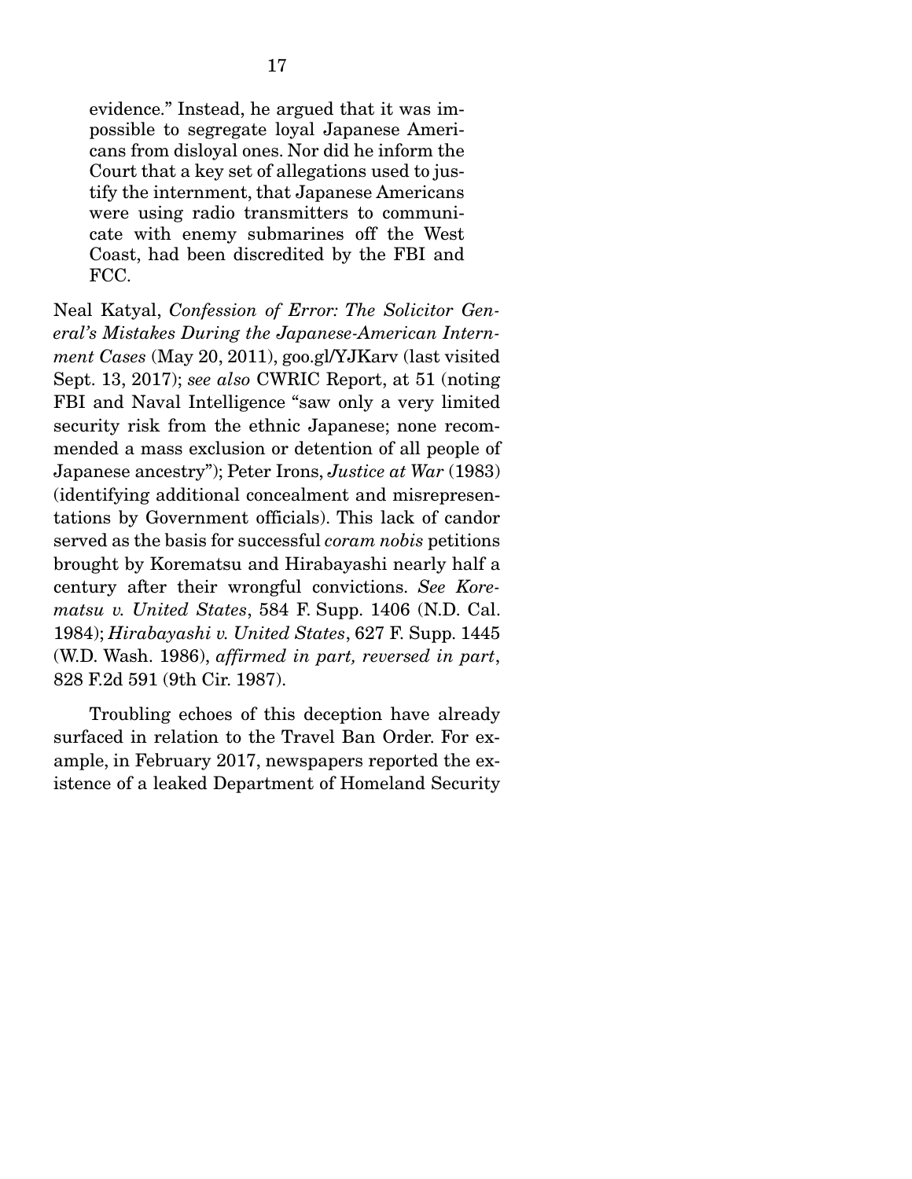> evidence." Instead, he argued that it was impossible to segregate loyal Japanese Americans from disloyal ones. Nor did he inform the Court that a key set of allegations used to justify the internment, that Japanese Americans were using radio transmitters to communicate with enemy submarines off the West Coast, had been discredited by the FBI and FCC.

Neal Katyal, *Confession of Error: The Solicitor General's Mistakes During the Japanese-American Internment Cases* (May 20, 2011), goo.gl/YJKarv (last visited Sept. 13, 2017); *see also* CWRIC Report, at 51 (noting FBI and Naval Intelligence "saw only a very limited security risk from the ethnic Japanese; none recommended a mass exclusion or detention of all people of Japanese ancestry"); Peter Irons, *Justice at War* (1983) (identifying additional concealment and misrepresentations by Government officials). This lack of candor served as the basis for successful *coram nobis* petitions brought by Korematsu and Hirabayashi nearly half a century after their wrongful convictions. *See Korematsu v. United States*, 584 F. Supp. 1406 (N.D. Cal. 1984); *Hirabayashi v. United States*, 627 F. Supp. 1445 (W.D. Wash. 1986), *affirmed in part, reversed in part*, 828 F.2d 591 (9th Cir. 1987).

Troubling echoes of this deception have already surfaced in relation to the Travel Ban Order. For example, in February 2017, newspapers reported the existence of a leaked Department of Homeland Security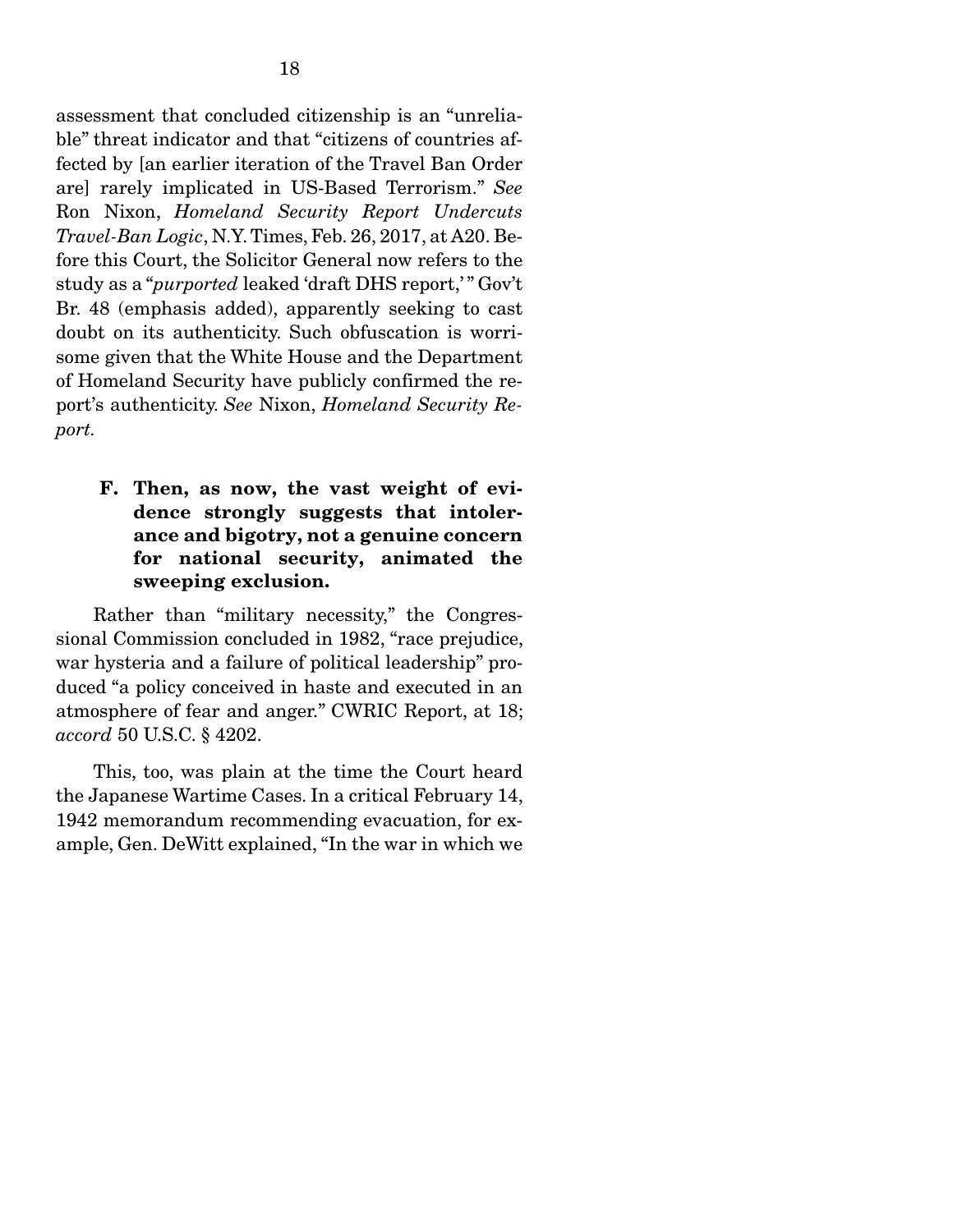assessment that concluded citizenship is an "unreliable" threat indicator and that "citizens of countries affected by [an earlier iteration of the Travel Ban Order are] rarely implicated in US-Based Terrorism." *See* Ron Nixon, *Homeland Security Report Undercuts Travel-Ban Logic*, N.Y. Times, Feb. 26, 2017, at A20. Before this Court, the Solicitor General now refers to the study as a "*purported* leaked 'draft DHS report,'" Gov't Br. 48 (emphasis added), apparently seeking to cast doubt on its authenticity. Such obfuscation is worrisome given that the White House and the Department of Homeland Security have publicly confirmed the report's authenticity. *See* Nixon, *Homeland Security Report*.

**F. Then, as now, the vast weight of evidence strongly suggests that intolerance and bigotry, not a genuine concern for national security, animated the sweeping exclusion.**

Rather than "military necessity," the Congressional Commission concluded in 1982, "race prejudice, war hysteria and a failure of political leadership" produced "a policy conceived in haste and executed in an atmosphere of fear and anger." CWRIC Report, at 18; *accord* 50 U.S.C. § 4202.

This, too, was plain at the time the Court heard the Japanese Wartime Cases. In a critical February 14, 1942 memorandum recommending evacuation, for example, Gen. DeWitt explained, "In the war in which we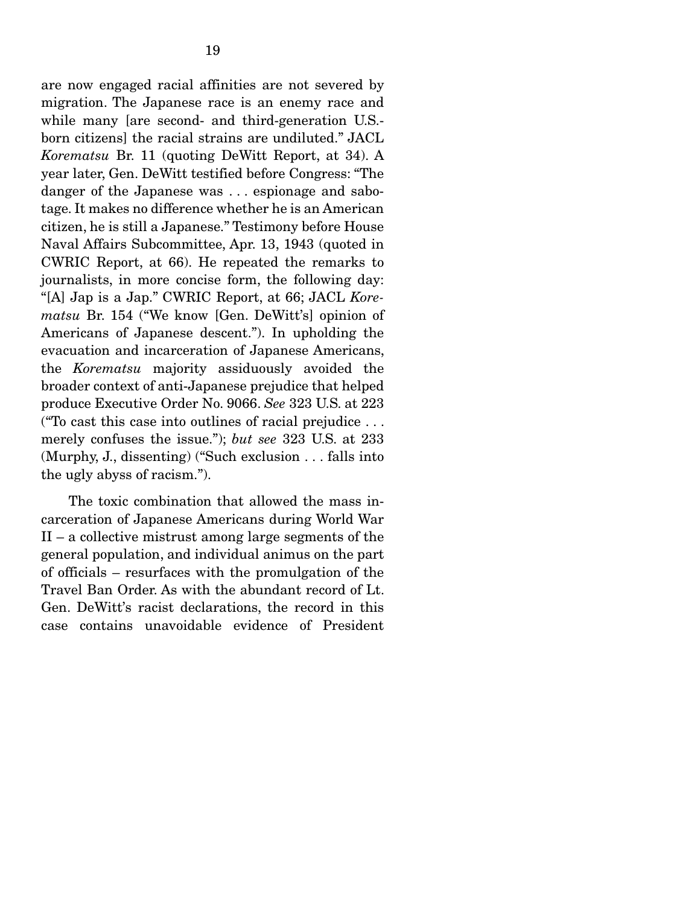are now engaged racial affinities are not severed by migration. The Japanese race is an enemy race and while many [are second- and third-generation U.S.-born citizens] the racial strains are undiluted." JACL *Korematsu* Br. 11 (quoting DeWitt Report, at 34). A year later, Gen. DeWitt testified before Congress: "The danger of the Japanese was . . . espionage and sabotage. It makes no difference whether he is an American citizen, he is still a Japanese." Testimony before House Naval Affairs Subcommittee, Apr. 13, 1943 (quoted in CWRIC Report, at 66). He repeated the remarks to journalists, in more concise form, the following day: "[A] Jap is a Jap." CWRIC Report, at 66; JACL *Korematsu* Br. 154 ("We know [Gen. DeWitt's] opinion of Americans of Japanese descent."). In upholding the evacuation and incarceration of Japanese Americans, the *Korematsu* majority assiduously avoided the broader context of anti-Japanese prejudice that helped produce Executive Order No. 9066. *See* 323 U.S. at 223 ("To cast this case into outlines of racial prejudice . . . merely confuses the issue."); *but see* 323 U.S. at 233 (Murphy, J., dissenting) ("Such exclusion . . . falls into the ugly abyss of racism.").

The toxic combination that allowed the mass incarceration of Japanese Americans during World War II – a collective mistrust among large segments of the general population, and individual animus on the part of officials – resurfaces with the promulgation of the Travel Ban Order. As with the abundant record of Lt. Gen. DeWitt's racist declarations, the record in this case contains unavoidable evidence of President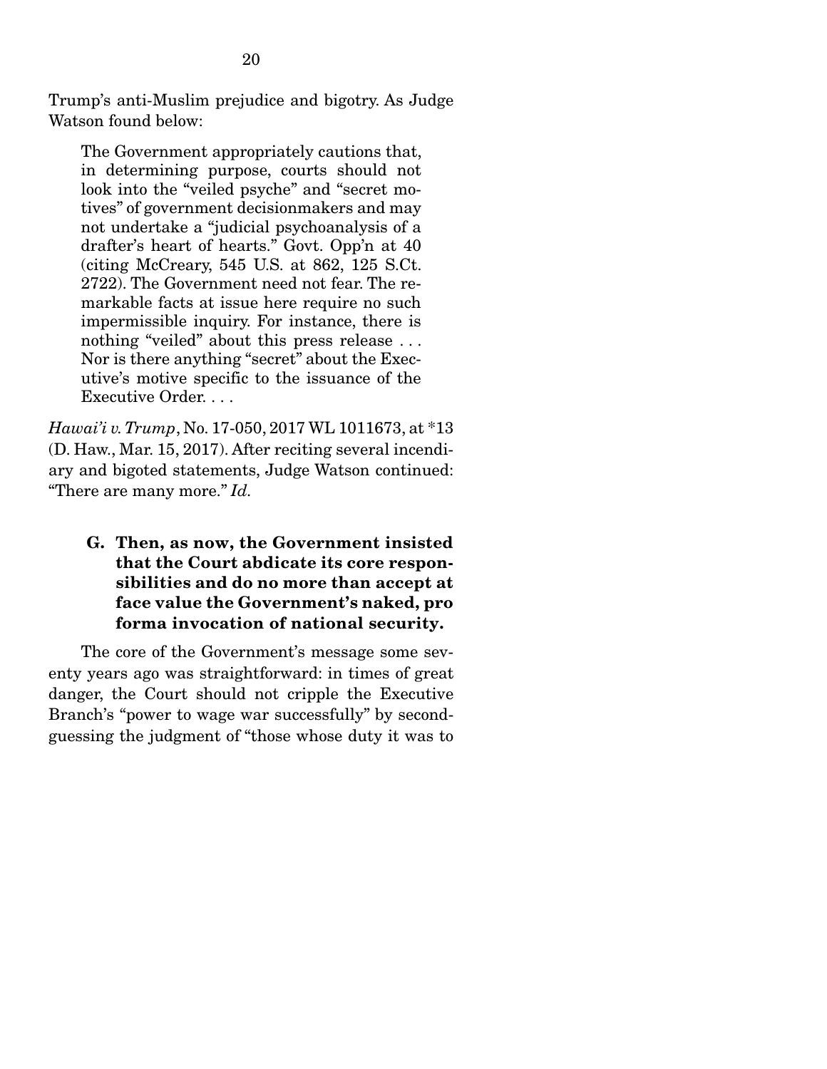Trump's anti-Muslim prejudice and bigotry. As Judge Watson found below:

> The Government appropriately cautions that, in determining purpose, courts should not look into the "veiled psyche" and "secret motives" of government decisionmakers and may not undertake a "judicial psychoanalysis of a drafter's heart of hearts." Govt. Opp'n at 40 (citing McCreary, 545 U.S. at 862, 125 S.Ct. 2722). The Government need not fear. The remarkable facts at issue here require no such impermissible inquiry. For instance, there is nothing "veiled" about this press release . . . Nor is there anything "secret" about the Executive's motive specific to the issuance of the Executive Order. . . .

*Hawai'i v. Trump*, No. 17-050, 2017 WL 1011673, at *13 (D. Haw., Mar. 15, 2017). After reciting several incendiary and bigoted statements, Judge Watson continued: "There are many more." *Id.*

### G. Then, as now, the Government insisted that the Court abdicate its core responsibilities and do no more than accept at face value the Government's naked, pro forma invocation of national security.

The core of the Government's message some seventy years ago was straightforward: in times of great danger, the Court should not cripple the Executive Branch's "power to wage war successfully" by second-guessing the judgment of "those whose duty it was to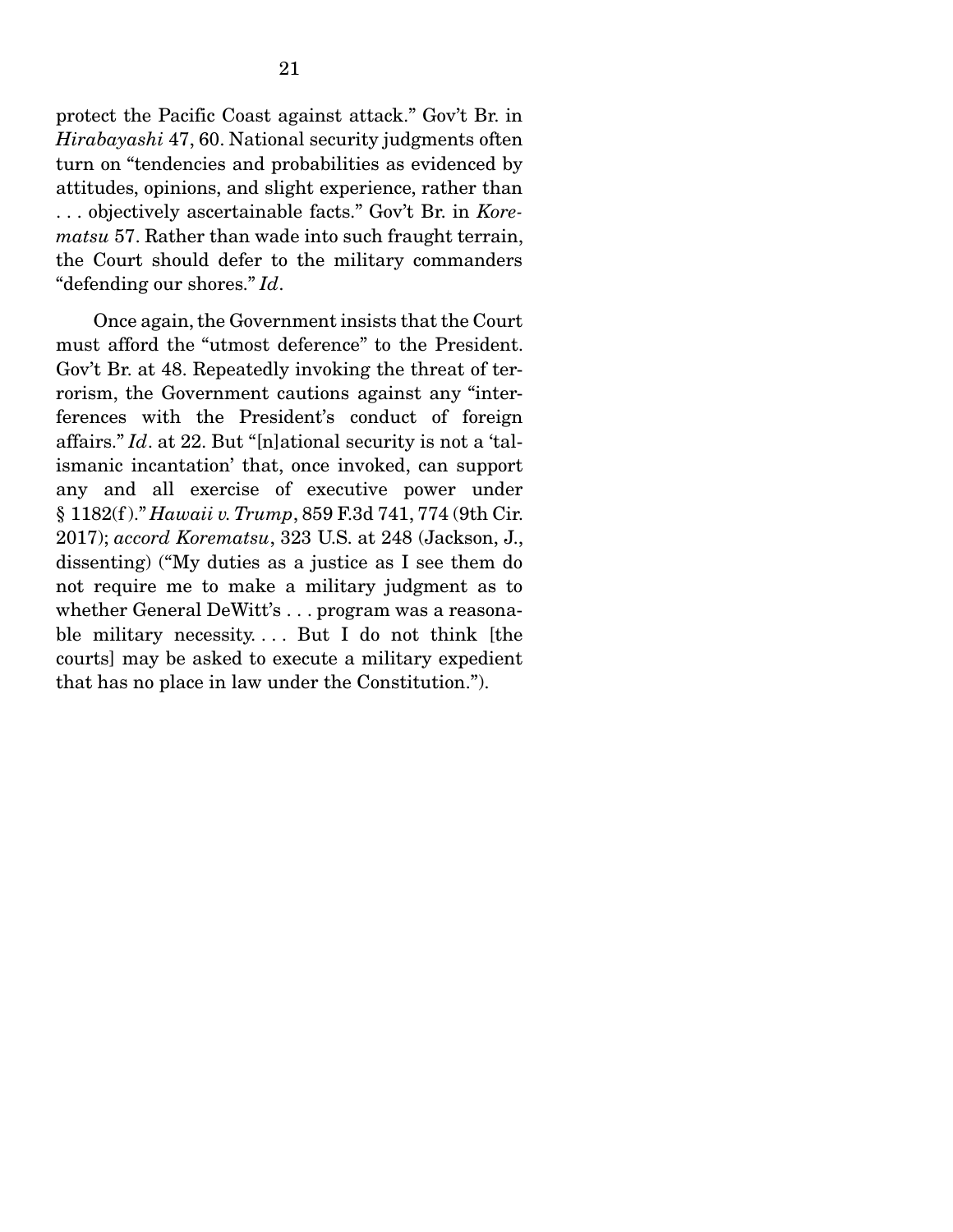protect the Pacific Coast against attack." Gov't Br. in *Hirabayashi* 47, 60. National security judgments often turn on "tendencies and probabilities as evidenced by attitudes, opinions, and slight experience, rather than . . . objectively ascertainable facts." Gov't Br. in *Korematsu* 57. Rather than wade into such fraught terrain, the Court should defer to the military commanders "defending our shores." *Id*.

Once again, the Government insists that the Court must afford the "utmost deference" to the President. Gov't Br. at 48. Repeatedly invoking the threat of terrorism, the Government cautions against any "interferences with the President's conduct of foreign affairs." *Id*. at 22. But "[n]ational security is not a 'talismanic incantation' that, once invoked, can support any and all exercise of executive power under § 1182(f)." *Hawaii v. Trump*, 859 F.3d 741, 774 (9th Cir. 2017); *accord Korematsu*, 323 U.S. at 248 (Jackson, J., dissenting) ("My duties as a justice as I see them do not require me to make a military judgment as to whether General DeWitt's . . . program was a reasonable military necessity. . . . But I do not think [the courts] may be asked to execute a military expedient that has no place in law under the Constitution.").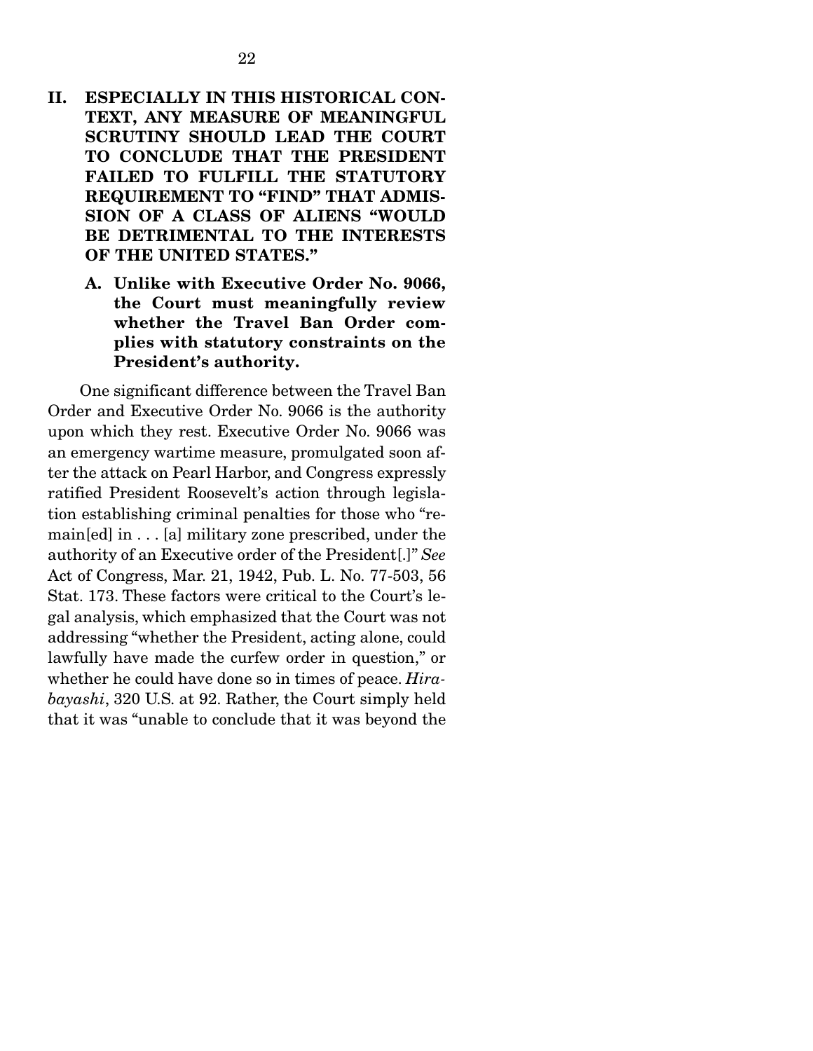## II. ESPECIALLY IN THIS HISTORICAL CONTEXT, ANY MEASURE OF MEANINGFUL SCRUTINY SHOULD LEAD THE COURT TO CONCLUDE THAT THE PRESIDENT FAILED TO FULFILL THE STATUTORY REQUIREMENT TO "FIND" THAT ADMISSION OF A CLASS OF ALIENS "WOULD BE DETRIMENTAL TO THE INTERESTS OF THE UNITED STATES."

### A. Unlike with Executive Order No. 9066, the Court must meaningfully review whether the Travel Ban Order complies with statutory constraints on the President's authority.

One significant difference between the Travel Ban Order and Executive Order No. 9066 is the authority upon which they rest. Executive Order No. 9066 was an emergency wartime measure, promulgated soon after the attack on Pearl Harbor, and Congress expressly ratified President Roosevelt's action through legislation establishing criminal penalties for those who "remain[ed] in . . . [a] military zone prescribed, under the authority of an Executive order of the President[.]" *See* Act of Congress, Mar. 21, 1942, Pub. L. No. 77-503, 56 Stat. 173. These factors were critical to the Court's legal analysis, which emphasized that the Court was not addressing "whether the President, acting alone, could lawfully have made the curfew order in question," or whether he could have done so in times of peace. *Hirabayashi*, 320 U.S. at 92. Rather, the Court simply held that it was "unable to conclude that it was beyond the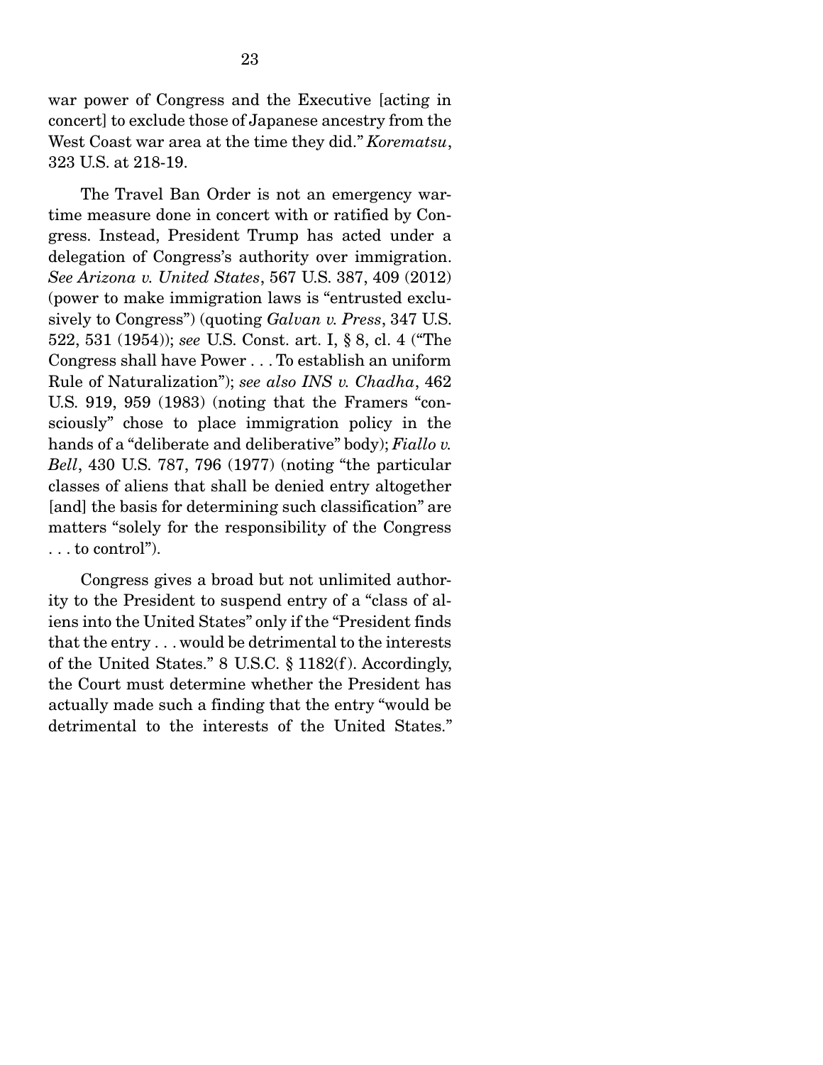war power of Congress and the Executive [acting in concert] to exclude those of Japanese ancestry from the West Coast war area at the time they did." *Korematsu*, 323 U.S. at 218-19.

The Travel Ban Order is not an emergency wartime measure done in concert with or ratified by Congress. Instead, President Trump has acted under a delegation of Congress's authority over immigration. *See Arizona v. United States*, 567 U.S. 387, 409 (2012) (power to make immigration laws is "entrusted exclusively to Congress") (quoting *Galvan v. Press*, 347 U.S. 522, 531 (1954)); *see* U.S. Const. art. I, § 8, cl. 4 ("The Congress shall have Power . . . To establish an uniform Rule of Naturalization"); *see also INS v. Chadha*, 462 U.S. 919, 959 (1983) (noting that the Framers "consciously" chose to place immigration policy in the hands of a "deliberate and deliberative" body); *Fiallo v. Bell*, 430 U.S. 787, 796 (1977) (noting "the particular classes of aliens that shall be denied entry altogether [and] the basis for determining such classification" are matters "solely for the responsibility of the Congress . . . to control").

Congress gives a broad but not unlimited authority to the President to suspend entry of a "class of aliens into the United States" only if the "President finds that the entry . . . would be detrimental to the interests of the United States." 8 U.S.C. § 1182(f). Accordingly, the Court must determine whether the President has actually made such a finding that the entry "would be detrimental to the interests of the United States."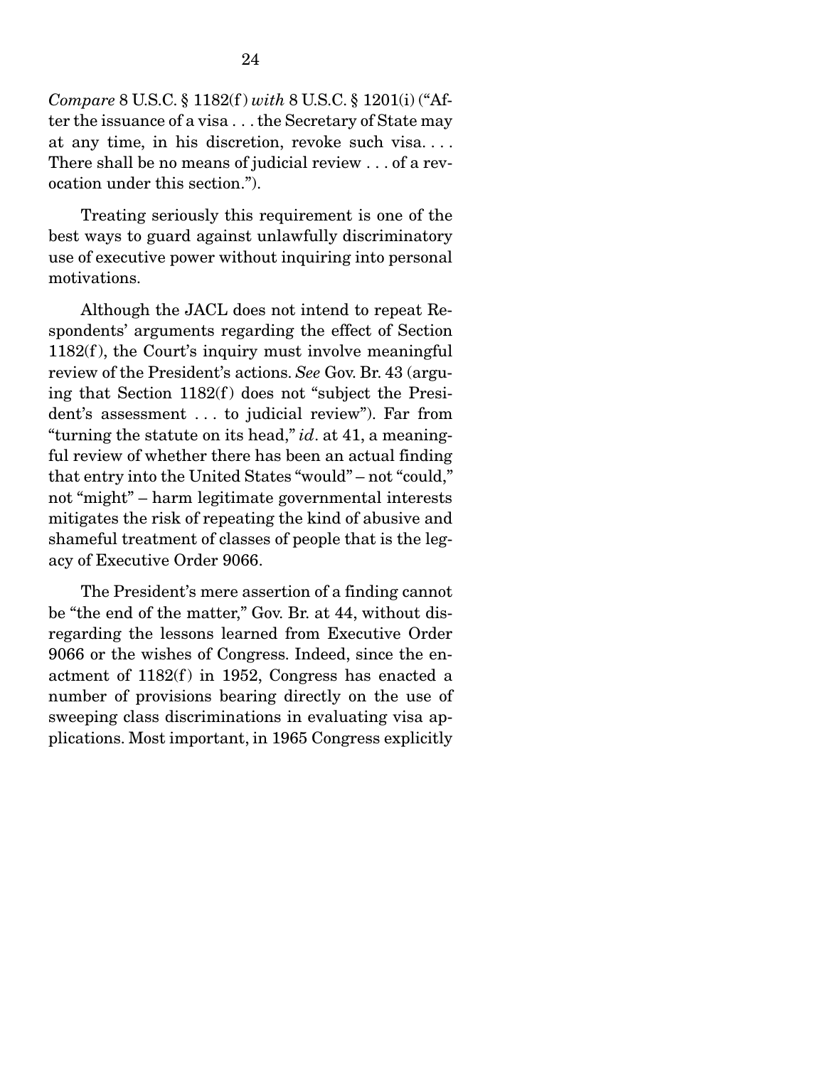*Compare* 8 U.S.C. § 1182(f) *with* 8 U.S.C. § 1201(i) ("After the issuance of a visa . . . the Secretary of State may at any time, in his discretion, revoke such visa. . . . There shall be no means of judicial review . . . of a revocation under this section.").

Treating seriously this requirement is one of the best ways to guard against unlawfully discriminatory use of executive power without inquiring into personal motivations.

Although the JACL does not intend to repeat Respondents' arguments regarding the effect of Section 1182(f), the Court's inquiry must involve meaningful review of the President's actions. *See* Gov. Br. 43 (arguing that Section 1182(f) does not "subject the President's assessment . . . to judicial review"). Far from "turning the statute on its head," *id*. at 41, a meaningful review of whether there has been an actual finding that entry into the United States "would" – not "could," not "might" – harm legitimate governmental interests mitigates the risk of repeating the kind of abusive and shameful treatment of classes of people that is the legacy of Executive Order 9066.

The President's mere assertion of a finding cannot be "the end of the matter," Gov. Br. at 44, without disregarding the lessons learned from Executive Order 9066 or the wishes of Congress. Indeed, since the enactment of 1182(f) in 1952, Congress has enacted a number of provisions bearing directly on the use of sweeping class discriminations in evaluating visa applications. Most important, in 1965 Congress explicitly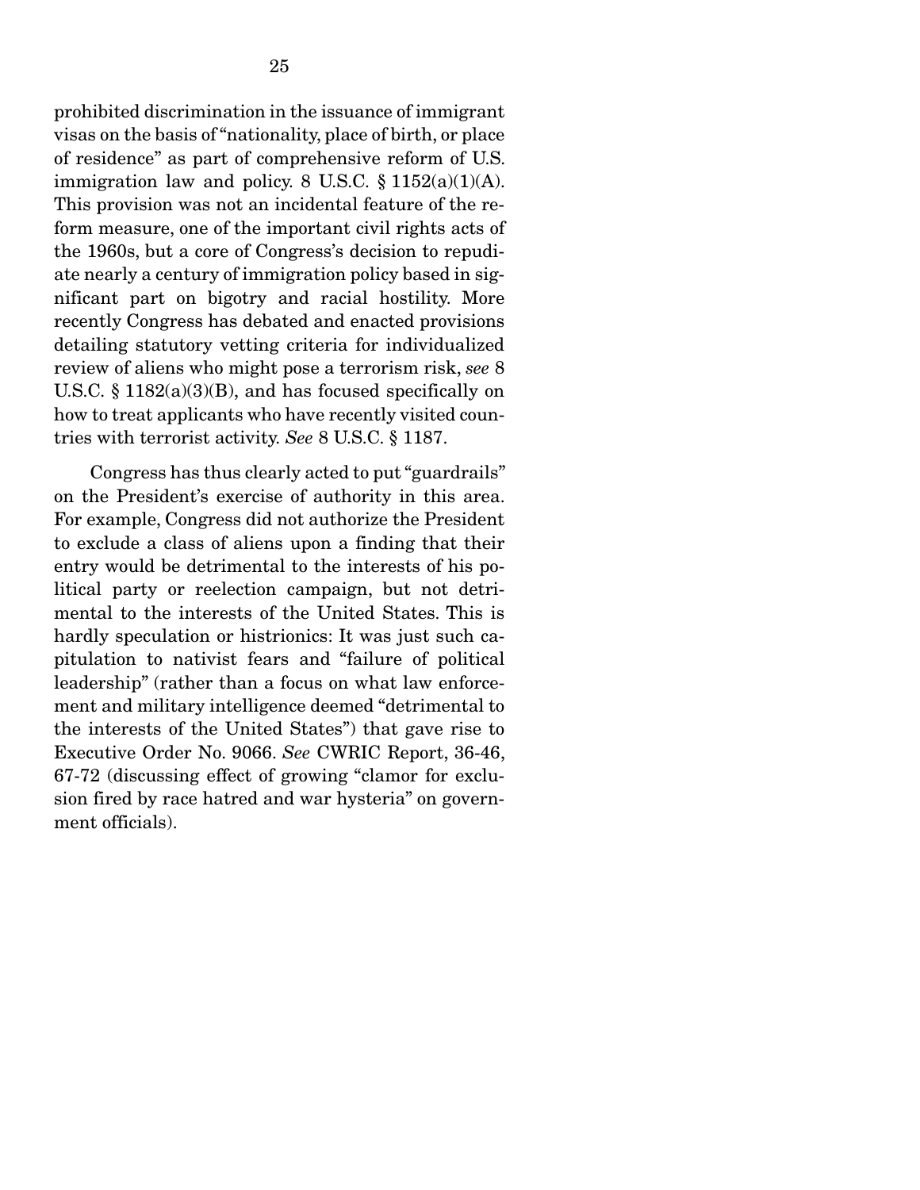prohibited discrimination in the issuance of immigrant visas on the basis of "nationality, place of birth, or place of residence" as part of comprehensive reform of U.S. immigration law and policy. 8 U.S.C. § 1152(a)(1)(A). This provision was not an incidental feature of the reform measure, one of the important civil rights acts of the 1960s, but a core of Congress's decision to repudiate nearly a century of immigration policy based in significant part on bigotry and racial hostility. More recently Congress has debated and enacted provisions detailing statutory vetting criteria for individualized review of aliens who might pose a terrorism risk, *see* 8 U.S.C. § 1182(a)(3)(B), and has focused specifically on how to treat applicants who have recently visited countries with terrorist activity. *See* 8 U.S.C. § 1187.

Congress has thus clearly acted to put "guardrails" on the President's exercise of authority in this area. For example, Congress did not authorize the President to exclude a class of aliens upon a finding that their entry would be detrimental to the interests of his political party or reelection campaign, but not detrimental to the interests of the United States. This is hardly speculation or histrionics: It was just such capitulation to nativist fears and "failure of political leadership" (rather than a focus on what law enforcement and military intelligence deemed "detrimental to the interests of the United States") that gave rise to Executive Order No. 9066. *See* CWRIC Report, 36-46, 67-72 (discussing effect of growing "clamor for exclusion fired by race hatred and war hysteria" on government officials).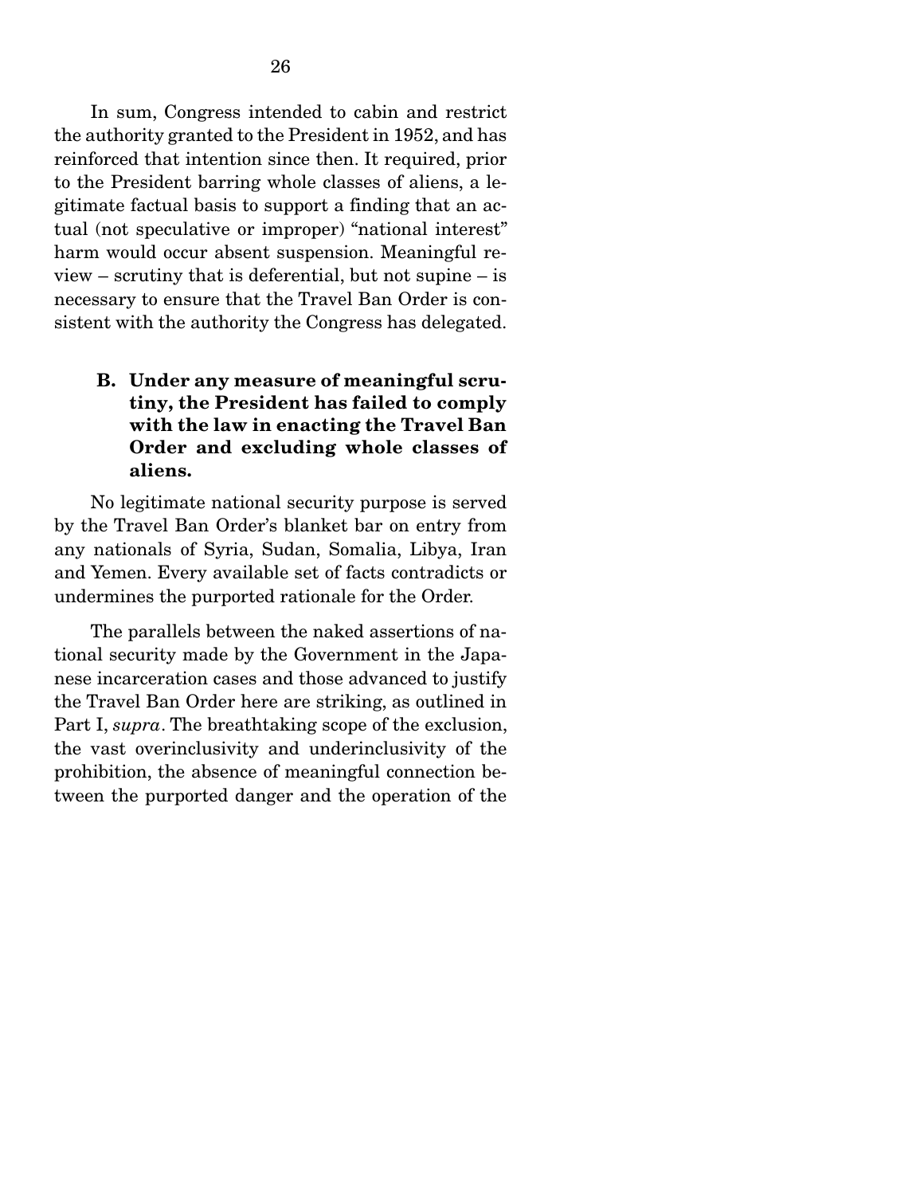In sum, Congress intended to cabin and restrict the authority granted to the President in 1952, and has reinforced that intention since then. It required, prior to the President barring whole classes of aliens, a legitimate factual basis to support a finding that an actual (not speculative or improper) "national interest" harm would occur absent suspension. Meaningful review – scrutiny that is deferential, but not supine – is necessary to ensure that the Travel Ban Order is consistent with the authority the Congress has delegated.

### B. Under any measure of meaningful scrutiny, the President has failed to comply with the law in enacting the Travel Ban Order and excluding whole classes of aliens.

No legitimate national security purpose is served by the Travel Ban Order's blanket bar on entry from any nationals of Syria, Sudan, Somalia, Libya, Iran and Yemen. Every available set of facts contradicts or undermines the purported rationale for the Order.

The parallels between the naked assertions of national security made by the Government in the Japanese incarceration cases and those advanced to justify the Travel Ban Order here are striking, as outlined in Part I, *supra*. The breathtaking scope of the exclusion, the vast overinclusivity and underinclusivity of the prohibition, the absence of meaningful connection between the purported danger and the operation of the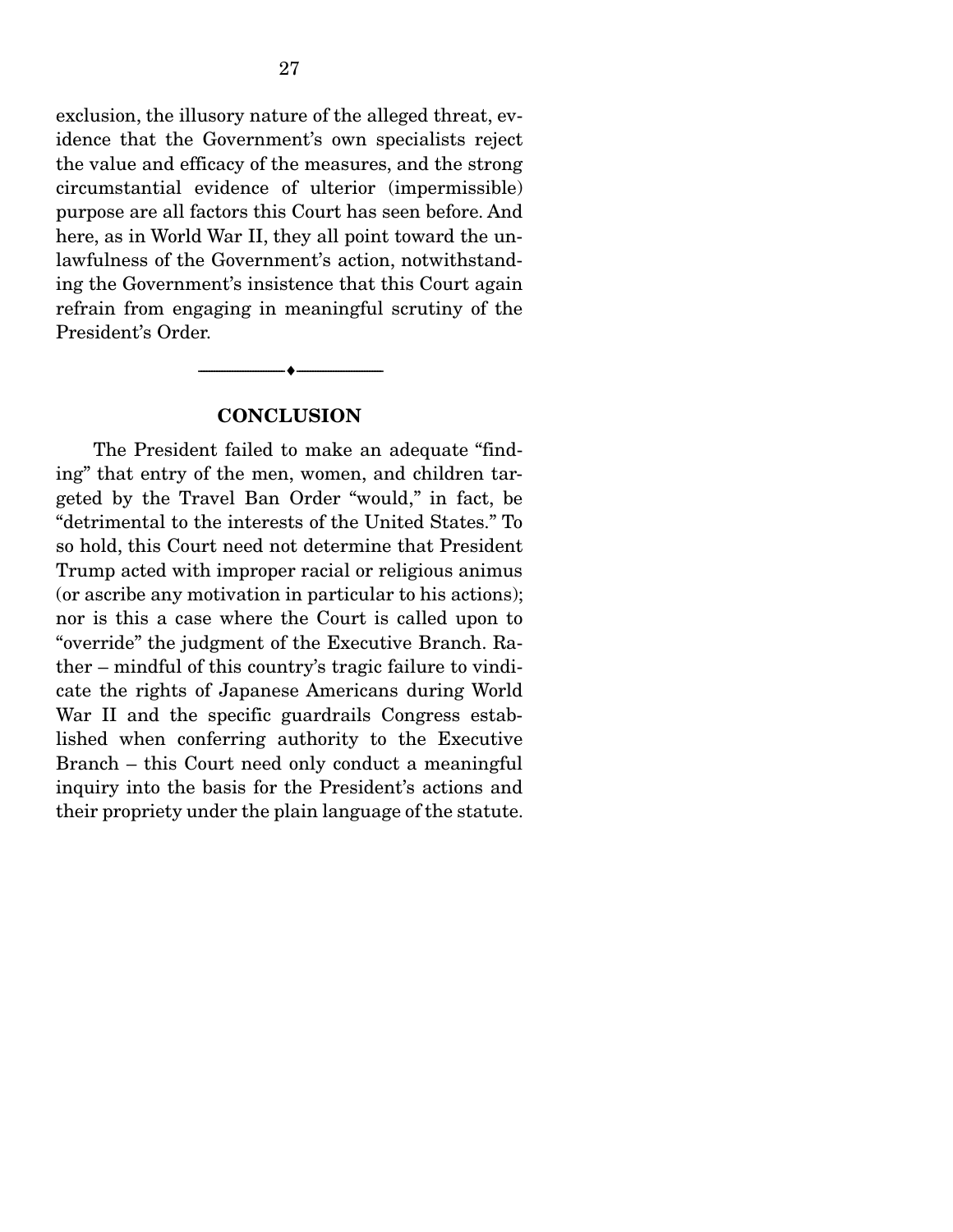exclusion, the illusory nature of the alleged threat, evidence that the Government's own specialists reject the value and efficacy of the measures, and the strong circumstantial evidence of ulterior (impermissible) purpose are all factors this Court has seen before. And here, as in World War II, they all point toward the unlawfulness of the Government's action, notwithstanding the Government's insistence that this Court again refrain from engaging in meaningful scrutiny of the President's Order.

---

## CONCLUSION

The President failed to make an adequate "finding" that entry of the men, women, and children targeted by the Travel Ban Order "would," in fact, be "detrimental to the interests of the United States." To so hold, this Court need not determine that President Trump acted with improper racial or religious animus (or ascribe any motivation in particular to his actions); nor is this a case where the Court is called upon to "override" the judgment of the Executive Branch. Rather – mindful of this country's tragic failure to vindicate the rights of Japanese Americans during World War II and the specific guardrails Congress established when conferring authority to the Executive Branch – this Court need only conduct a meaningful inquiry into the basis for the President's actions and their propriety under the plain language of the statute.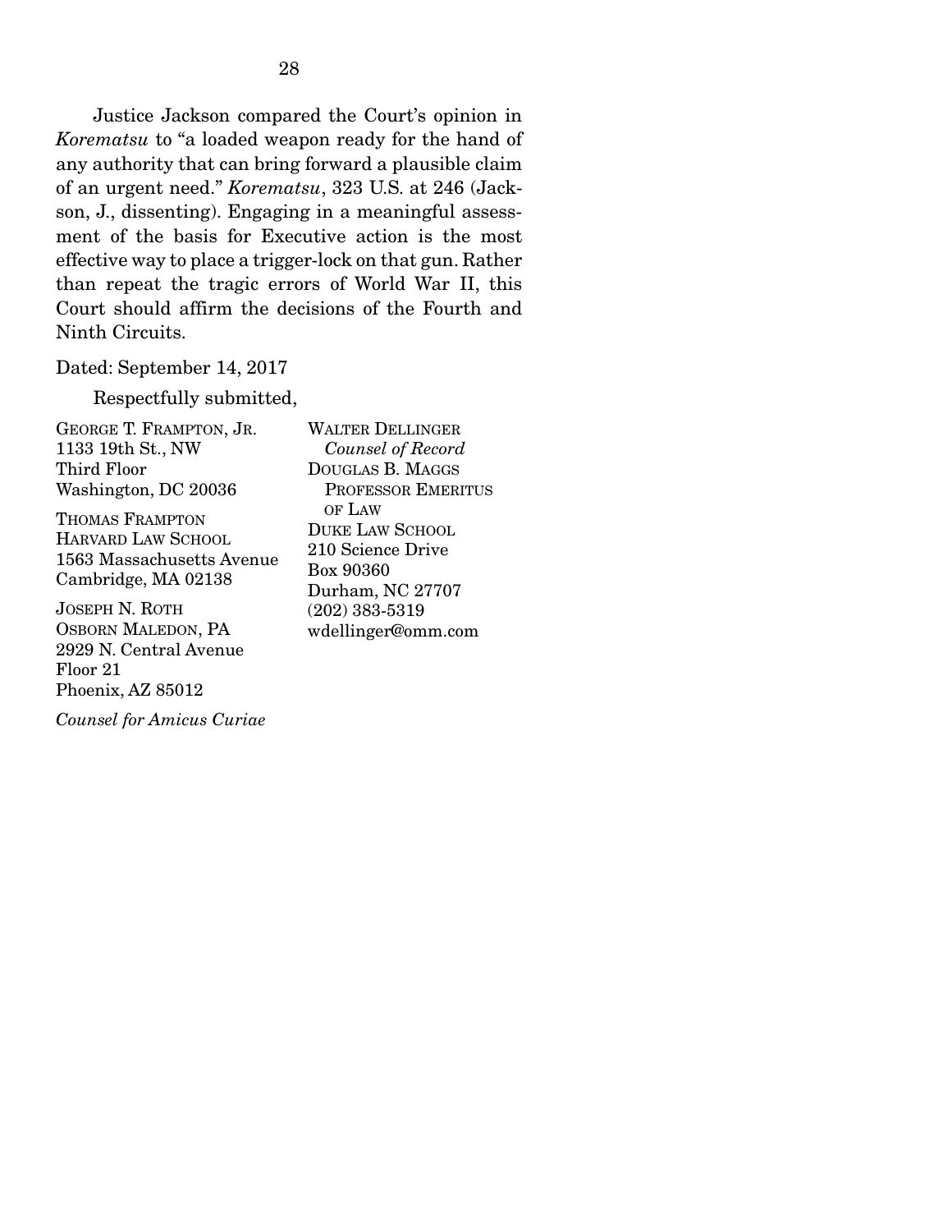Justice Jackson compared the Court's opinion in *Korematsu* to "a loaded weapon ready for the hand of any authority that can bring forward a plausible claim of an urgent need." *Korematsu*, 323 U.S. at 246 (Jackson, J., dissenting). Engaging in a meaningful assessment of the basis for Executive action is the most effective way to place a trigger-lock on that gun. Rather than repeat the tragic errors of World War II, this Court should affirm the decisions of the Fourth and Ninth Circuits.

Dated: September 14, 2017

Respectfully submitted,

GEORGE T. FRAMPTON, JR.
1133 19th St., NW
Third Floor
Washington, DC 20036

THOMAS FRAMPTON
HARVARD LAW SCHOOL
1563 Massachusetts Avenue
Cambridge, MA 02138

JOSEPH N. ROTH
OSBORN MALEDON, PA
2929 N. Central Avenue
Floor 21
Phoenix, AZ 85012

*Counsel for Amicus Curiae*

WALTER DELLINGER
*Counsel of Record*
DOUGLAS B. MAGGS
PROFESSOR EMERITUS
OF LAW
DUKE LAW SCHOOL
210 Science Drive
Box 90360
Durham, NC 27707
(202) 383-5319
wdellinger@omm.com